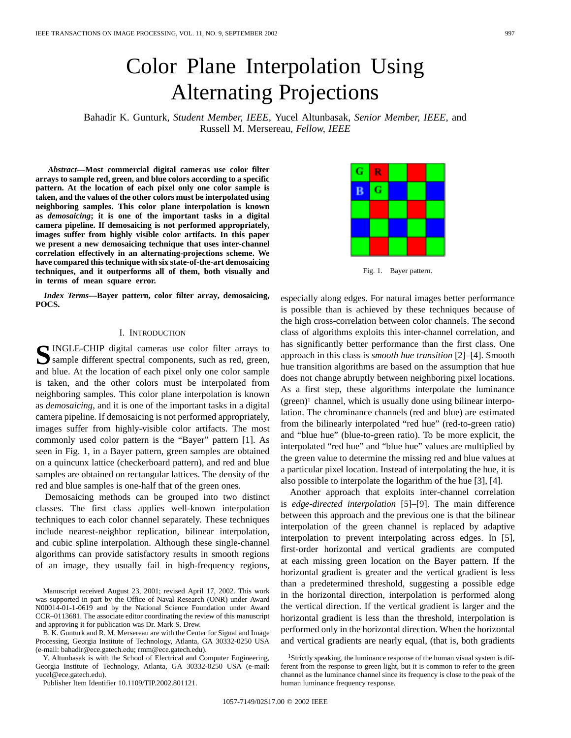# Color Plane Interpolation Using Alternating Projections

Bahadir K. Gunturk, *Student Member, IEEE*, Yucel Altunbasak, *Senior Member, IEEE*, and Russell M. Mersereau, *Fellow, IEEE*

***Abstract*—Most commercial digital cameras use color filter arrays to sample red, green, and blue colors according to a specific pattern. At the location of each pixel only one color sample is taken, and the values of the other colors must be interpolated using neighboring samples. This color plane interpolation is known as *demosaicing*; it is one of the important tasks in a digital camera pipeline. If demosaicing is not performed appropriately, images suffer from highly visible color artifacts. In this paper we present a new demosaicing technique that uses inter-channel correlation effectively in an alternating-projections scheme. We have compared this technique with six state-of-the-art demosaicing techniques, and it outperforms all of them, both visually and in terms of mean square error.**

***Index Terms*—Bayer pattern, color filter array, demosaicing, POCS.**

## I. Introduction

Single-chip digital cameras use color filter arrays to sample different spectral components, such as red, green, and blue. At the location of each pixel only one color sample is taken, and the other colors must be interpolated from neighboring samples. This color plane interpolation is known as *demosaicing*, and it is one of the important tasks in a digital camera pipeline. If demosaicing is not performed appropriately, images suffer from highly-visible color artifacts. The most commonly used color pattern is the "Bayer" pattern [1]. As seen in Fig. 1, in a Bayer pattern, green samples are obtained on a quincunx lattice (checkerboard pattern), and red and blue samples are obtained on rectangular lattices. The density of the red and blue samples is one-half that of the green ones.

Fig. 1. Bayer pattern.

Demosaicing methods can be grouped into two distinct classes. The first class applies well-known interpolation techniques to each color channel separately. These techniques include nearest-neighbor replication, bilinear interpolation, and cubic spline interpolation. Although these single-channel algorithms can provide satisfactory results in smooth regions of an image, they usually fail in high-frequency regions, especially along edges. For natural images better performance is possible than is achieved by these techniques because of the high cross-correlation between color channels. The second class of algorithms exploits this inter-channel correlation, and has significantly better performance than the first class. One approach in this class is *smooth hue transition* [2]–[4]. Smooth hue transition algorithms are based on the assumption that hue does not change abruptly between neighboring pixel locations. As a first step, these algorithms interpolate the luminance (green)[1] channel, which is usually done using bilinear interpolation. The chrominance channels (red and blue) are estimated from the bilinearly interpolated "red hue" (red-to-green ratio) and "blue hue" (blue-to-green ratio). To be more explicit, the interpolated "red hue" and "blue hue" values are multiplied by the green value to determine the missing red and blue values at a particular pixel location. Instead of interpolating the hue, it is also possible to interpolate the logarithm of the hue [3], [4].

Another approach that exploits inter-channel correlation is *edge-directed interpolation* [5]–[9]. The main difference between this approach and the previous one is that the bilinear interpolation of the green channel is replaced by adaptive interpolation to prevent interpolating across edges. In [5], first-order horizontal and vertical gradients are computed at each missing green location on the Bayer pattern. If the horizontal gradient is greater and the vertical gradient is less than a predetermined threshold, suggesting a possible edge in the horizontal direction, interpolation is performed along the vertical direction. If the vertical gradient is larger and the horizontal gradient is less than the threshold, interpolation is performed only in the horizontal direction. When the horizontal and vertical gradients are nearly equal, (that is, both gradients

[1]Strictly speaking, the luminance response of the human visual system is different from the response to green light, but it is common to refer to the green channel as the luminance channel since its frequency is close to the peak of the human luminance frequency response.

Manuscript received August 23, 2001; revised April 17, 2002. This work was supported in part by the Office of Naval Research (ONR) under Award N00014-01-1-0619 and by the National Science Foundation under Award CCR–0113681. The associate editor coordinating the review of this manuscript and approving it for publication was Dr. Mark S. Drew.

B. K. Gunturk and R. M. Mersereau are with the Center for Signal and Image Processing, Georgia Institute of Technology, Atlanta, GA 30332-0250 USA (e-mail: bahadir@ece.gatech.edu; rmm@ece.gatech.edu).

Y. Altunbasak is with the School of Electrical and Computer Engineering, Georgia Institute of Technology, Atlanta, GA 30332-0250 USA (e-mail: yucel@ece.gatech.edu).

Publisher Item Identifier 10.1109/TIP.2002.801121.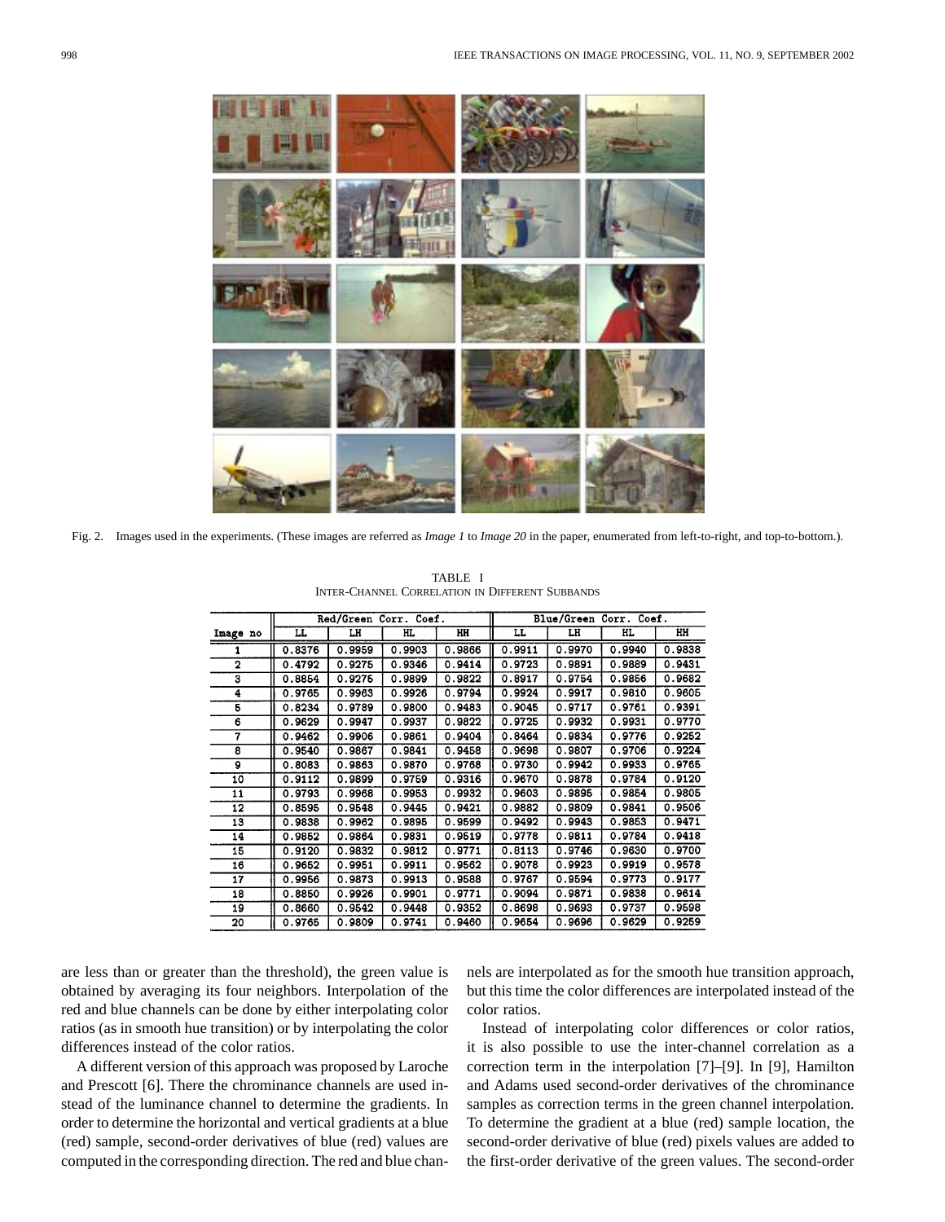Fig. 2. Images used in the experiments. (These images are referred as *Image 1* to *Image 20* in the paper, enumerated from left-to-right, and top-to-bottom.).

TABLE I
INTER-CHANNEL CORRELATION IN DIFFERENT SUBBANDS

| Image no | Red/Green Corr. Coef. | | | | Blue/Green Corr. Coef. | | | |
|---|---|---|---|---|---|---|---|---|
| | LL | LH | HL | HH | LL | LH | HL | HH |
| 1 | 0.8376 | 0.9959 | 0.9903 | 0.9866 | 0.9911 | 0.9970 | 0.9940 | 0.9838 |
| 2 | 0.4792 | 0.9275 | 0.9346 | 0.9414 | 0.9723 | 0.9891 | 0.9889 | 0.9431 |
| 3 | 0.8854 | 0.9276 | 0.9899 | 0.9822 | 0.8917 | 0.9754 | 0.9856 | 0.9682 |
| 4 | 0.9765 | 0.9963 | 0.9926 | 0.9794 | 0.9924 | 0.9917 | 0.9810 | 0.9605 |
| 5 | 0.8234 | 0.9789 | 0.9800 | 0.9483 | 0.9045 | 0.9717 | 0.9761 | 0.9391 |
| 6 | 0.9629 | 0.9947 | 0.9937 | 0.9822 | 0.9725 | 0.9932 | 0.9931 | 0.9770 |
| 7 | 0.9462 | 0.9906 | 0.9861 | 0.9404 | 0.8464 | 0.9834 | 0.9776 | 0.9252 |
| 8 | 0.9540 | 0.9867 | 0.9841 | 0.9458 | 0.9698 | 0.9807 | 0.9706 | 0.9224 |
| 9 | 0.8083 | 0.9863 | 0.9870 | 0.9768 | 0.9730 | 0.9942 | 0.9933 | 0.9765 |
| 10 | 0.9112 | 0.9899 | 0.9759 | 0.9316 | 0.9670 | 0.9878 | 0.9784 | 0.9120 |
| 11 | 0.9793 | 0.9968 | 0.9953 | 0.9932 | 0.9603 | 0.9895 | 0.9854 | 0.9805 |
| 12 | 0.8595 | 0.9548 | 0.9445 | 0.9421 | 0.9882 | 0.9809 | 0.9841 | 0.9506 |
| 13 | 0.9838 | 0.9962 | 0.9895 | 0.9599 | 0.9492 | 0.9943 | 0.9853 | 0.9471 |
| 14 | 0.9852 | 0.9864 | 0.9831 | 0.9519 | 0.9778 | 0.9811 | 0.9784 | 0.9418 |
| 15 | 0.9120 | 0.9832 | 0.9812 | 0.9771 | 0.8113 | 0.9746 | 0.9630 | 0.9700 |
| 16 | 0.9652 | 0.9951 | 0.9911 | 0.9562 | 0.9078 | 0.9923 | 0.9919 | 0.9578 |
| 17 | 0.9956 | 0.9873 | 0.9913 | 0.9588 | 0.9767 | 0.9594 | 0.9773 | 0.9177 |
| 18 | 0.8850 | 0.9926 | 0.9901 | 0.9771 | 0.9094 | 0.9871 | 0.9838 | 0.9614 |
| 19 | 0.8660 | 0.9542 | 0.9448 | 0.9352 | 0.8698 | 0.9693 | 0.9737 | 0.9598 |
| 20 | 0.9765 | 0.9809 | 0.9741 | 0.9460 | 0.9654 | 0.9696 | 0.9629 | 0.9259 |

are less than or greater than the threshold), the green value is obtained by averaging its four neighbors. Interpolation of the red and blue channels can be done by either interpolating color ratios (as in smooth hue transition) or by interpolating the color differences instead of the color ratios.

A different version of this approach was proposed by Laroche and Prescott [6]. There the chrominance channels are used instead of the luminance channel to determine the gradients. In order to determine the horizontal and vertical gradients at a blue (red) sample, second-order derivatives of blue (red) values are computed in the corresponding direction. The red and blue channels are interpolated as for the smooth hue transition approach, but this time the color differences are interpolated instead of the color ratios.

Instead of interpolating color differences or color ratios, it is also possible to use the inter-channel correlation as a correction term in the interpolation [7]–[9]. In [9], Hamilton and Adams used second-order derivatives of the chrominance samples as correction terms in the green channel interpolation. To determine the gradient at a blue (red) sample location, the second-order derivative of blue (red) pixels values are added to the first-order derivative of the green values. The second-order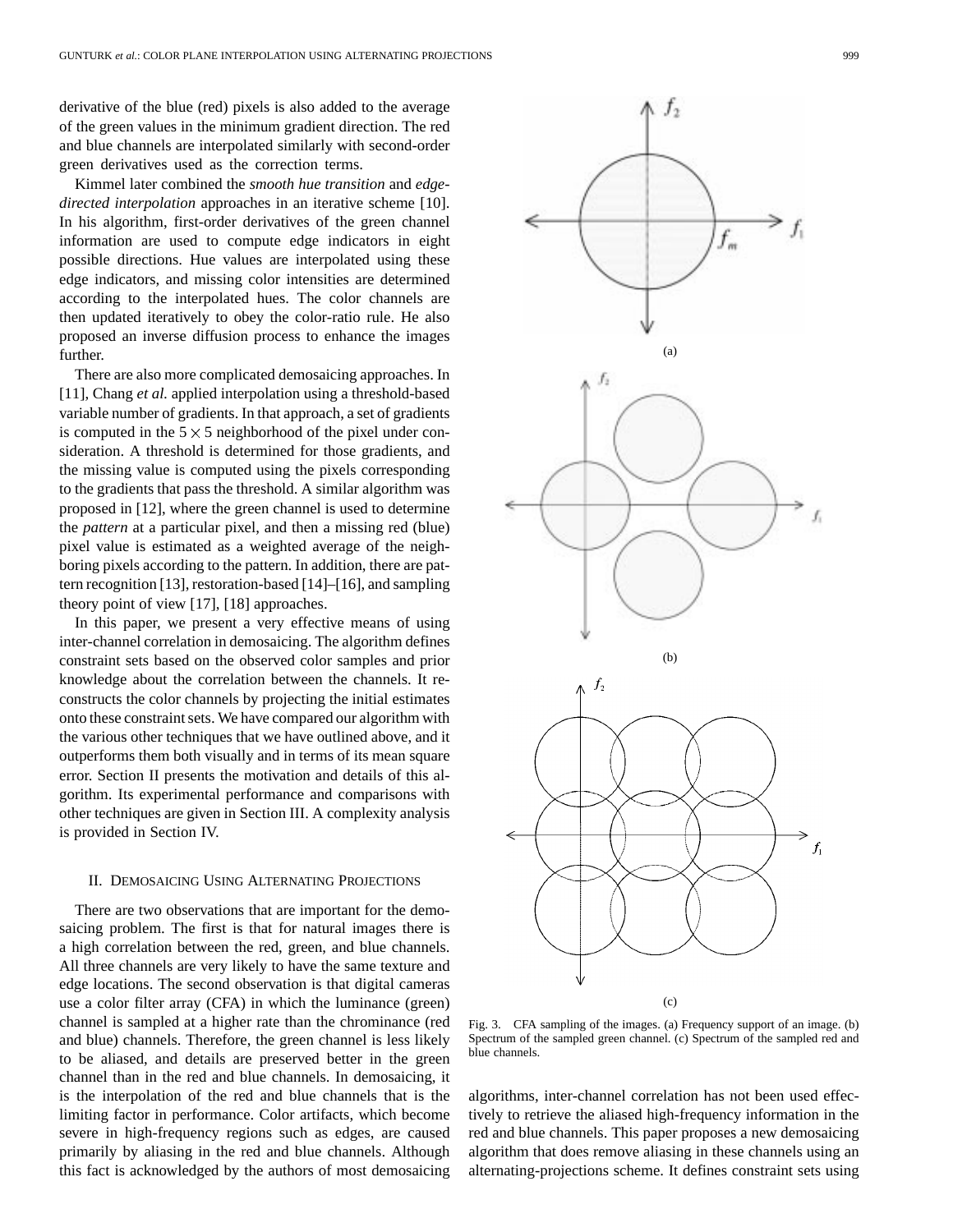derivative of the blue (red) pixels is also added to the average of the green values in the minimum gradient direction. The red and blue channels are interpolated similarly with second-order green derivatives used as the correction terms.

Kimmel later combined the *smooth hue transition* and *edge-directed interpolation* approaches in an iterative scheme [10]. In his algorithm, first-order derivatives of the green channel information are used to compute edge indicators in eight possible directions. Hue values are interpolated using these edge indicators, and missing color intensities are determined according to the interpolated hues. The color channels are then updated iteratively to obey the color-ratio rule. He also proposed an inverse diffusion process to enhance the images further.

There are also more complicated demosaicing approaches. In [11], Chang *et al.* applied interpolation using a threshold-based variable number of gradients. In that approach, a set of gradients is computed in the $5 \times 5$ neighborhood of the pixel under consideration. A threshold is determined for those gradients, and the missing value is computed using the pixels corresponding to the gradients that pass the threshold. A similar algorithm was proposed in [12], where the green channel is used to determine the *pattern* at a particular pixel, and then a missing red (blue) pixel value is estimated as a weighted average of the neighboring pixels according to the pattern. In addition, there are pattern recognition [13], restoration-based [14]–[16], and sampling theory point of view [17], [18] approaches.

In this paper, we present a very effective means of using inter-channel correlation in demosaicing. The algorithm defines constraint sets based on the observed color samples and prior knowledge about the correlation between the channels. It reconstructs the color channels by projecting the initial estimates onto these constraint sets. We have compared our algorithm with the various other techniques that we have outlined above, and it outperforms them both visually and in terms of its mean square error. Section II presents the motivation and details of this algorithm. Its experimental performance and comparisons with other techniques are given in Section III. A complexity analysis is provided in Section IV.

## II. Demosaicing Using Alternating Projections

There are two observations that are important for the demosaicing problem. The first is that for natural images there is a high correlation between the red, green, and blue channels. All three channels are very likely to have the same texture and edge locations. The second observation is that digital cameras use a color filter array (CFA) in which the luminance (green) channel is sampled at a higher rate than the chrominance (red and blue) channels. Therefore, the green channel is less likely to be aliased, and details are preserved better in the green channel than in the red and blue channels. In demosaicing, it is the interpolation of the red and blue channels that is the limiting factor in performance. Color artifacts, which become severe in high-frequency regions such as edges, are caused primarily by aliasing in the red and blue channels. Although this fact is acknowledged by the authors of most demosaicing algorithms, inter-channel correlation has not been used effectively to retrieve the aliased high-frequency information in the red and blue channels. This paper proposes a new demosaicing algorithm that does remove aliasing in these channels using an alternating-projections scheme. It defines constraint sets using

Fig. 3. CFA sampling of the images. (a) Frequency support of an image. (b) Spectrum of the sampled green channel. (c) Spectrum of the sampled red and blue channels.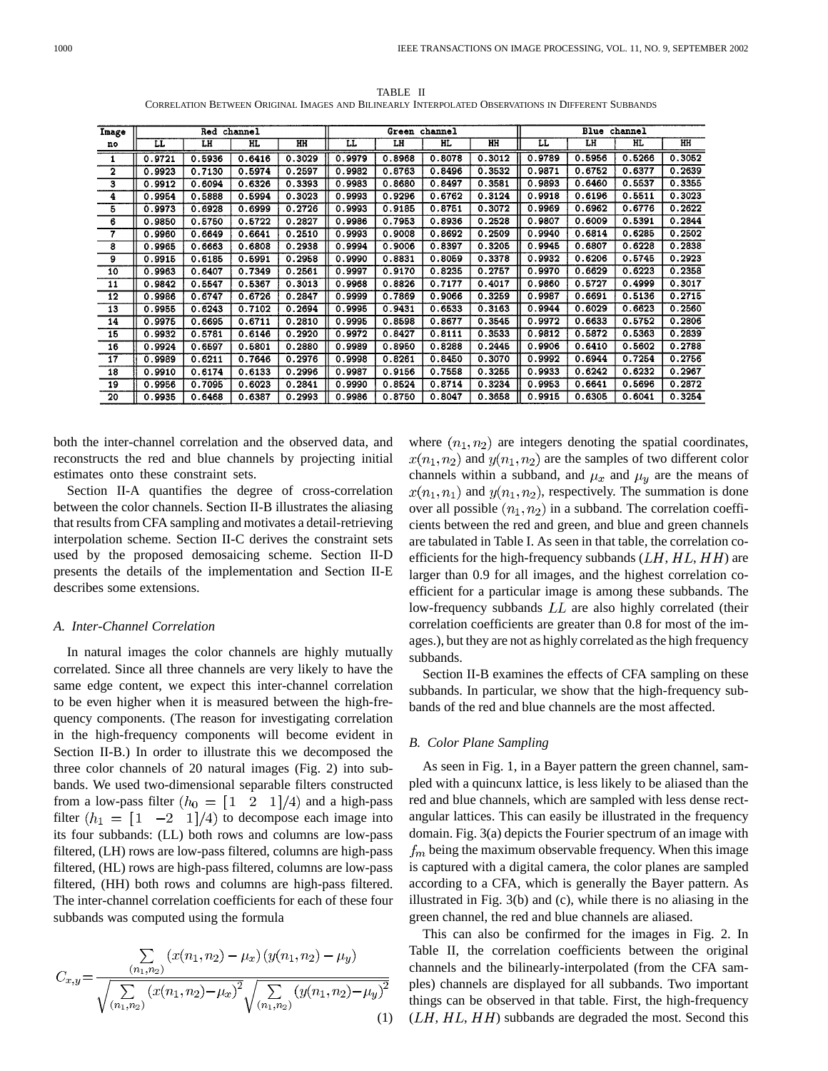TABLE II
CORRELATION BETWEEN ORIGINAL IMAGES AND BILINEARLY INTERPOLATED OBSERVATIONS IN DIFFERENT SUBBANDS

| Image no | Red channel | | | | Green channel | | | | Blue channel | | | |
|---|---|---|---|---|---|---|---|---|---|---|---|---|
| | LL | LH | HL | HH | LL | LH | HL | HH | LL | LH | HL | HH |
| 1 | 0.9721 | 0.5936 | 0.6416 | 0.3029 | 0.9979 | 0.8968 | 0.8078 | 0.3012 | 0.9789 | 0.5956 | 0.5266 | 0.3052 |
| 2 | 0.9923 | 0.7130 | 0.5974 | 0.2597 | 0.9982 | 0.8763 | 0.8496 | 0.3532 | 0.9871 | 0.6752 | 0.6377 | 0.2639 |
| 3 | 0.9912 | 0.6094 | 0.6326 | 0.3393 | 0.9983 | 0.8680 | 0.8497 | 0.3581 | 0.9893 | 0.6460 | 0.5537 | 0.3355 |
| 4 | 0.9954 | 0.5888 | 0.5994 | 0.3023 | 0.9993 | 0.9296 | 0.6762 | 0.3124 | 0.9918 | 0.6196 | 0.5511 | 0.3023 |
| 5 | 0.9973 | 0.6928 | 0.6999 | 0.2726 | 0.9993 | 0.9185 | 0.8751 | 0.3072 | 0.9969 | 0.6962 | 0.6776 | 0.2622 |
| 6 | 0.9850 | 0.5750 | 0.5722 | 0.2827 | 0.9986 | 0.7953 | 0.8936 | 0.2528 | 0.9807 | 0.6009 | 0.5391 | 0.2844 |
| 7 | 0.9960 | 0.6649 | 0.6641 | 0.2510 | 0.9993 | 0.9008 | 0.8692 | 0.2509 | 0.9940 | 0.6814 | 0.6285 | 0.2502 |
| 8 | 0.9965 | 0.6663 | 0.6808 | 0.2938 | 0.9994 | 0.9006 | 0.8397 | 0.3205 | 0.9945 | 0.6807 | 0.6228 | 0.2838 |
| 9 | 0.9915 | 0.6185 | 0.5991 | 0.2958 | 0.9990 | 0.8831 | 0.8059 | 0.3378 | 0.9932 | 0.6206 | 0.5745 | 0.2923 |
| 10 | 0.9963 | 0.6407 | 0.7349 | 0.2561 | 0.9997 | 0.9170 | 0.8235 | 0.2757 | 0.9970 | 0.6629 | 0.6223 | 0.2358 |
| 11 | 0.9842 | 0.5547 | 0.5367 | 0.3013 | 0.9968 | 0.8826 | 0.7177 | 0.4017 | 0.9860 | 0.5727 | 0.4999 | 0.3017 |
| 12 | 0.9986 | 0.6747 | 0.6726 | 0.2847 | 0.9999 | 0.7869 | 0.9066 | 0.3259 | 0.9987 | 0.6691 | 0.5136 | 0.2715 |
| 13 | 0.9955 | 0.6243 | 0.7102 | 0.2694 | 0.9995 | 0.9431 | 0.6533 | 0.3163 | 0.9944 | 0.6029 | 0.6623 | 0.2560 |
| 14 | 0.9975 | 0.6695 | 0.6711 | 0.2810 | 0.9995 | 0.8598 | 0.8677 | 0.3545 | 0.9972 | 0.6633 | 0.5752 | 0.2806 |
| 15 | 0.9932 | 0.5781 | 0.6146 | 0.2920 | 0.9972 | 0.8427 | 0.8111 | 0.3533 | 0.9812 | 0.5872 | 0.5363 | 0.2839 |
| 16 | 0.9924 | 0.6597 | 0.5801 | 0.2880 | 0.9989 | 0.8950 | 0.8288 | 0.2445 | 0.9906 | 0.6410 | 0.5602 | 0.2788 |
| 17 | 0.9989 | 0.6211 | 0.7646 | 0.2976 | 0.9998 | 0.8261 | 0.8450 | 0.3070 | 0.9992 | 0.6944 | 0.7254 | 0.2756 |
| 18 | 0.9910 | 0.6174 | 0.6133 | 0.2996 | 0.9987 | 0.9156 | 0.7558 | 0.3255 | 0.9933 | 0.6242 | 0.6232 | 0.2967 |
| 19 | 0.9956 | 0.7095 | 0.6023 | 0.2841 | 0.9990 | 0.8524 | 0.8714 | 0.3234 | 0.9953 | 0.6641 | 0.5696 | 0.2872 |
| 20 | 0.9935 | 0.6468 | 0.6387 | 0.2993 | 0.9986 | 0.8750 | 0.8047 | 0.3658 | 0.9915 | 0.6305 | 0.6041 | 0.3254 |

both the inter-channel correlation and the observed data, and reconstructs the red and blue channels by projecting initial estimates onto these constraint sets.

Section II-A quantifies the degree of cross-correlation between the color channels. Section II-B illustrates the aliasing that results from CFA sampling and motivates a detail-retrieving interpolation scheme. Section II-C derives the constraint sets used by the proposed demosaicing scheme. Section II-D presents the details of the implementation and Section II-E describes some extensions.

### A. Inter-Channel Correlation

In natural images the color channels are highly mutually correlated. Since all three channels are very likely to have the same edge content, we expect this inter-channel correlation to be even higher when it is measured between the high-frequency components. (The reason for investigating correlation in the high-frequency components will become evident in Section II-B.) In order to illustrate this we decomposed the three color channels of 20 natural images (Fig. 2) into subbands. We used two-dimensional separable filters constructed from a low-pass filter ($h_0 = [1 \;\; 2 \;\; 1]/4$) and a high-pass filter ($h_1 = [1 \;\; -2 \;\; 1]/4$) to decompose each image into its four subbands: (LL) both rows and columns are low-pass filtered, (LH) rows are low-pass filtered, columns are high-pass filtered, (HL) rows are high-pass filtered, columns are low-pass filtered, (HH) both rows and columns are high-pass filtered. The inter-channel correlation coefficients for each of these four subbands was computed using the formula

$$C_{x,y} = \frac{\sum_{(n_1,n_2)} (x(n_1,n_2) - \mu_x)(y(n_1,n_2) - \mu_y)}{\sqrt{\sum_{(n_1,n_2)} (x(n_1,n_2) - \mu_x)^2} \sqrt{\sum_{(n_1,n_2)} (y(n_1,n_2) - \mu_y)^2}} \tag{1}$$

where $(n_1, n_2)$ are integers denoting the spatial coordinates, $x(n_1, n_2)$ and $y(n_1, n_2)$ are the samples of two different color channels within a subband, and $\mu_x$ and $\mu_y$ are the means of $x(n_1, n_1)$ and $y(n_1, n_2)$, respectively. The summation is done over all possible $(n_1, n_2)$ in a subband. The correlation coefficients between the red and green, and blue and green channels are tabulated in Table I. As seen in that table, the correlation coefficients for the high-frequency subbands ($LH$, $HL$, $HH$) are larger than 0.9 for all images, and the highest correlation coefficient for a particular image is among these subbands. The low-frequency subbands $LL$ are also highly correlated (their correlation coefficients are greater than 0.8 for most of the images.), but they are not as highly correlated as the high frequency subbands.

Section II-B examines the effects of CFA sampling on these subbands. In particular, we show that the high-frequency subbands of the red and blue channels are the most affected.

### B. Color Plane Sampling

As seen in Fig. 1, in a Bayer pattern the green channel, sampled with a quincunx lattice, is less likely to be aliased than the red and blue channels, which are sampled with less dense rectangular lattices. This can easily be illustrated in the frequency domain. Fig. 3(a) depicts the Fourier spectrum of an image with $f_m$ being the maximum observable frequency. When this image is captured with a digital camera, the color planes are sampled according to a CFA, which is generally the Bayer pattern. As illustrated in Fig. 3(b) and (c), while there is no aliasing in the green channel, the red and blue channels are aliased.

This can also be confirmed for the images in Fig. 2. In Table II, the correlation coefficients between the original channels and the bilinearly-interpolated (from the CFA samples) channels are displayed for all subbands. Two important things can be observed in that table. First, the high-frequency ($LH$, $HL$, $HH$) subbands are degraded the most. Second this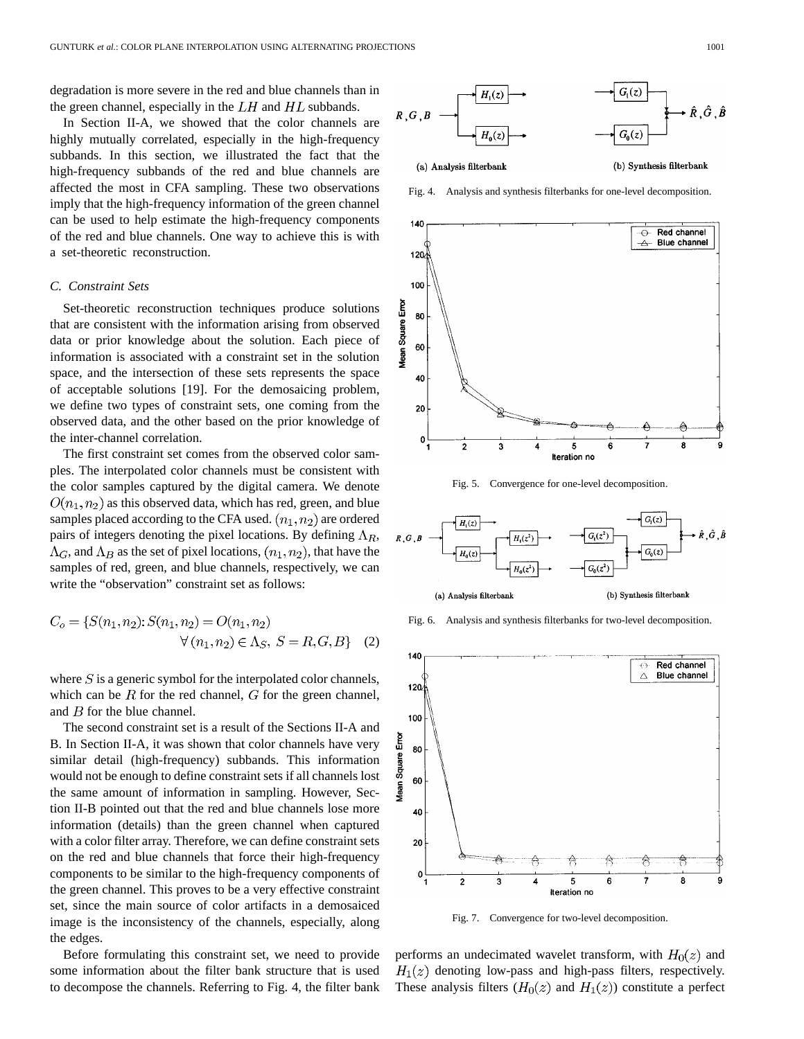degradation is more severe in the red and blue channels than in the green channel, especially in the $LH$ and $HL$ subbands.

In Section II-A, we showed that the color channels are highly mutually correlated, especially in the high-frequency subbands. In this section, we illustrated the fact that the high-frequency subbands of the red and blue channels are affected the most in CFA sampling. These two observations imply that the high-frequency information of the green channel can be used to help estimate the high-frequency components of the red and blue channels. One way to achieve this is with a set-theoretic reconstruction.

### C. Constraint Sets

Set-theoretic reconstruction techniques produce solutions that are consistent with the information arising from observed data or prior knowledge about the solution. Each piece of information is associated with a constraint set in the solution space, and the intersection of these sets represents the space of acceptable solutions [19]. For the demosaicing problem, we define two types of constraint sets, one coming from the observed data, and the other based on the prior knowledge of the inter-channel correlation.

The first constraint set comes from the observed color samples. The interpolated color channels must be consistent with the color samples captured by the digital camera. We denote $O(n_1, n_2)$ as this observed data, which has red, green, and blue samples placed according to the CFA used. $(n_1, n_2)$ are ordered pairs of integers denoting the pixel locations. By defining $\Lambda_R$, $\Lambda_G$, and $\Lambda_B$ as the set of pixel locations, $(n_1, n_2)$, that have the samples of red, green, and blue channels, respectively, we can write the "observation" constraint set as follows:

$$C_o = \{S(n_1, n_2): S(n_1, n_2) = O(n_1, n_2) \quad \forall\, (n_1, n_2) \in \Lambda_S,\ S = R, G, B\} \tag{2}$$

where $S$ is a generic symbol for the interpolated color channels, which can be $R$ for the red channel, $G$ for the green channel, and $B$ for the blue channel.

The second constraint set is a result of the Sections II-A and B. In Section II-A, it was shown that color channels have very similar detail (high-frequency) subbands. This information would not be enough to define constraint sets if all channels lost the same amount of information in sampling. However, Section II-B pointed out that the red and blue channels lose more information (details) than the green channel when captured with a color filter array. Therefore, we can define constraint sets on the red and blue channels that force their high-frequency components to be similar to the high-frequency components of the green channel. This proves to be a very effective constraint set, since the main source of color artifacts in a demosaiced image is the inconsistency of the channels, especially, along the edges.

Before formulating this constraint set, we need to provide some information about the filter bank structure that is used to decompose the channels. Referring to Fig. 4, the filter bank performs an undecimated wavelet transform, with $H_0(z)$ and $H_1(z)$ denoting low-pass and high-pass filters, respectively. These analysis filters ($H_0(z)$ and $H_1(z)$) constitute a perfect

Fig. 4. Analysis and synthesis filterbanks for one-level decomposition.

Fig. 5. Convergence for one-level decomposition.

Fig. 6. Analysis and synthesis filterbanks for two-level decomposition.

Fig. 7. Convergence for two-level decomposition.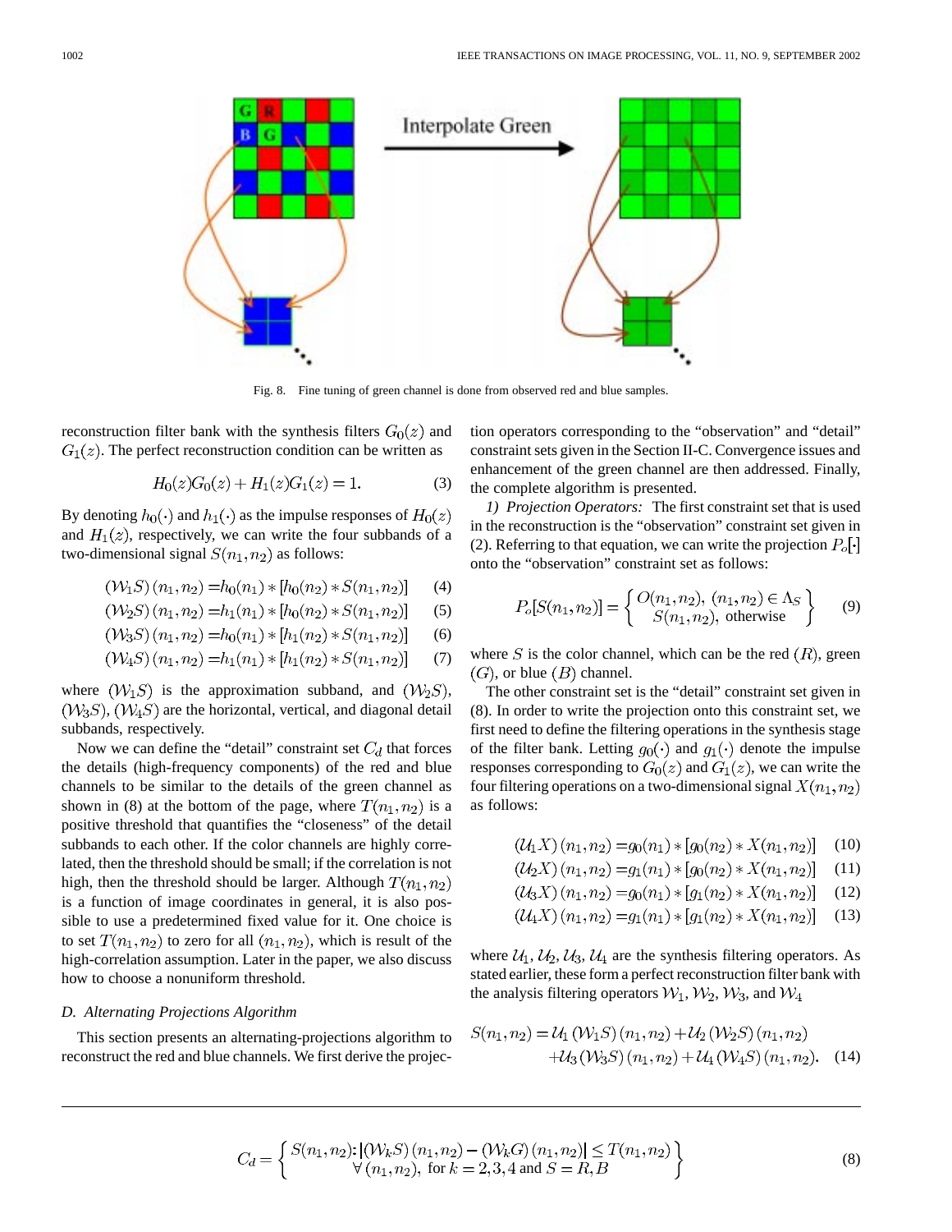Fig. 8. Fine tuning of green channel is done from observed red and blue samples.

reconstruction filter bank with the synthesis filters $G_0(z)$ and $G_1(z)$. The perfect reconstruction condition can be written as

$$H_0(z)G_0(z) + H_1(z)G_1(z) = 1. \tag{3}$$

By denoting $h_0(\cdot)$ and $h_1(\cdot)$ as the impulse responses of $H_0(z)$ and $H_1(z)$, respectively, we can write the four subbands of a two-dimensional signal $S(n_1, n_2)$ as follows:

$$(\mathcal{W}_1 S)(n_1, n_2) = h_0(n_1) * [h_0(n_2) * S(n_1, n_2)] \tag{4}$$

$$(\mathcal{W}_2 S)(n_1, n_2) = h_1(n_1) * [h_0(n_2) * S(n_1, n_2)] \tag{5}$$

$$(\mathcal{W}_3 S)(n_1, n_2) = h_0(n_1) * [h_1(n_2) * S(n_1, n_2)] \tag{6}$$

$$(\mathcal{W}_4 S)(n_1, n_2) = h_1(n_1) * [h_1(n_2) * S(n_1, n_2)] \tag{7}$$

where $(\mathcal{W}_1 S)$ is the approximation subband, and $(\mathcal{W}_2 S)$, $(\mathcal{W}_3 S)$, $(\mathcal{W}_4 S)$ are the horizontal, vertical, and diagonal detail subbands, respectively.

Now we can define the "detail" constraint set $C_d$ that forces the details (high-frequency components) of the red and blue channels to be similar to the details of the green channel as shown in (8) at the bottom of the page, where $T(n_1, n_2)$ is a positive threshold that quantifies the "closeness" of the detail subbands to each other. If the color channels are highly correlated, then the threshold should be small; if the correlation is not high, then the threshold should be larger. Although $T(n_1, n_2)$ is a function of image coordinates in general, it is also possible to use a predetermined fixed value for it. One choice is to set $T(n_1, n_2)$ to zero for all $(n_1, n_2)$, which is result of the high-correlation assumption. Later in the paper, we also discuss how to choose a nonuniform threshold.

$$C_d = \left\{ \begin{array}{c} S(n_1, n_2) \colon |(\mathcal{W}_k S)(n_1, n_2) - (\mathcal{W}_k G)(n_1, n_2)| \le T(n_1, n_2) \\ \forall (n_1, n_2), \text{ for } k = 2, 3, 4 \text{ and } S = R, B \end{array} \right\} \tag{8}$$

### D. Alternating Projections Algorithm

This section presents an alternating-projections algorithm to reconstruct the red and blue channels. We first derive the projection operators corresponding to the "observation" and "detail" constraint sets given in the Section II-C. Convergence issues and enhancement of the green channel are then addressed. Finally, the complete algorithm is presented.

*1) Projection Operators:* The first constraint set that is used in the reconstruction is the "observation" constraint set given in (2). Referring to that equation, we can write the projection $P_o[\cdot]$ onto the "observation" constraint set as follows:

$$P_o[S(n_1, n_2)] = \left\{ \begin{array}{l} O(n_1, n_2), \ (n_1, n_2) \in \Lambda_S \\ S(n_1, n_2), \ \text{otherwise} \end{array} \right\} \tag{9}$$

where $S$ is the color channel, which can be the red $(R)$, green $(G)$, or blue $(B)$ channel.

The other constraint set is the "detail" constraint set given in (8). In order to write the projection onto this constraint set, we first need to define the filtering operations in the synthesis stage of the filter bank. Letting $g_0(\cdot)$ and $g_1(\cdot)$ denote the impulse responses corresponding to $G_0(z)$ and $G_1(z)$, we can write the four filtering operations on a two-dimensional signal $X(n_1, n_2)$ as follows:

$$(\mathcal{U}_1 X)(n_1, n_2) = g_0(n_1) * [g_0(n_2) * X(n_1, n_2)] \tag{10}$$

$$(\mathcal{U}_2 X)(n_1, n_2) = g_1(n_1) * [g_0(n_2) * X(n_1, n_2)] \tag{11}$$

$$(\mathcal{U}_3 X)(n_1, n_2) = g_0(n_1) * [g_1(n_2) * X(n_1, n_2)] \tag{12}$$

$$(\mathcal{U}_4 X)(n_1, n_2) = g_1(n_1) * [g_1(n_2) * X(n_1, n_2)] \tag{13}$$

where $\mathcal{U}_1$, $\mathcal{U}_2$, $\mathcal{U}_3$, $\mathcal{U}_4$ are the synthesis filtering operators. As stated earlier, these form a perfect reconstruction filter bank with the analysis filtering operators $\mathcal{W}_1$, $\mathcal{W}_2$, $\mathcal{W}_3$, and $\mathcal{W}_4$

$$\begin{aligned} S(n_1, n_2) = {} & \mathcal{U}_1 (\mathcal{W}_1 S)(n_1, n_2) + \mathcal{U}_2 (\mathcal{W}_2 S)(n_1, n_2) \\ & + \mathcal{U}_3 (\mathcal{W}_3 S)(n_1, n_2) + \mathcal{U}_4 (\mathcal{W}_4 S)(n_1, n_2). \end{aligned} \tag{14}$$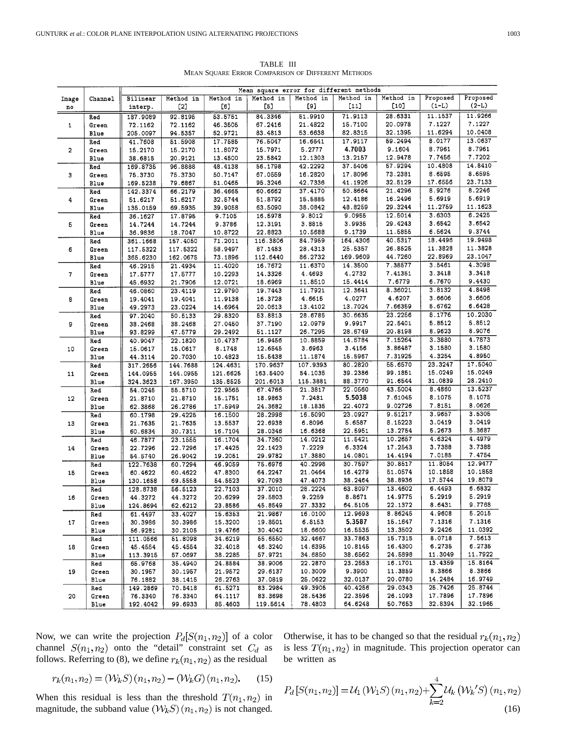TABLE III
MEAN SQUARE ERROR COMPARISON OF DIFFERENT METHODS

| Image no | Channel | Mean square error for different methods | | | | | | | | |
|---|---|---|---|---|---|---|---|---|---|---|
| | | Bilinear interp. | Method in [2] | Method in [6] | Method in [5] | Method in [9] | Method in [11] | Method in [10] | Proposed (1-L) | Proposed (2-L) |
| 1 | Red | 187.9089 | 92.8195 | 53.5751 | 84.3346 | 51.9910 | 71.9113 | 28.6331 | 11.1537 | 11.9266 |
| | Green | 72.1162 | 72.1162 | 46.3505 | 67.2416 | 21.4822 | 15.7100 | 20.0978 | 7.1227 | 7.1227 |
| | Blue | 205.0097 | 94.5357 | 52.9721 | 83.4813 | 53.6638 | 82.8315 | 32.1395 | 11.6294 | 10.0408 |
| 2 | Red | 41.7608 | 51.5908 | 17.7585 | 76.5047 | 16.6541 | 17.9117 | 59.2494 | 8.0177 | 13.0637 |
| | Green | 15.2170 | 15.2170 | 11.8072 | 15.7971 | 5.2777 | **4.7003** | 9.1604 | 8.7961 | 8.7961 |
| | Blue | 38.6815 | 20.9121 | 13.4500 | 23.5842 | 12.1303 | 13.2157 | 12.9478 | 7.7456 | 7.7202 |
| 3 | Red | 169.8735 | 96.8888 | 48.4138 | 56.1798 | 42.2292 | 37.5406 | 57.9294 | 10.4808 | 14.8410 |
| | Green | 75.3730 | 75.3730 | 50.7147 | 67.0559 | 16.2820 | 17.8096 | 73.2381 | 8.6595 | 8.6595 |
| | Blue | 169.5238 | 79.6867 | 51.0465 | 95.3246 | 42.7336 | 41.1926 | 32.5129 | 17.6556 | 23.7133 |
| 4 | Red | 142.3374 | 66.2179 | 36.4665 | 60.6662 | 37.4170 | 50.8664 | 21.4296 | 8.9276 | 8.2246 |
| | Green | 51.6217 | 51.6217 | 32.5744 | 51.8792 | 15.5885 | 12.4186 | 16.2496 | 5.6919 | 5.6919 |
| | Blue | 135.0159 | 69.5935 | 39.9058 | 63.5090 | 38.0842 | 48.8259 | 29.3244 | 11.2759 | 11.1623 |
| 5 | Red | 36.1627 | 17.8795 | 9.7105 | 16.5978 | 9.8012 | 9.0955 | 12.5014 | 3.6303 | 6.2425 |
| | Green | 14.7244 | 14.7244 | 9.3786 | 12.3191 | 3.8815 | 3.9935 | 29.4243 | 3.6542 | 3.6542 |
| | Blue | 36.9836 | 18.7047 | 10.8722 | 22.8823 | 10.5688 | 9.1739 | 11.5855 | 6.5624 | 9.3744 |
| 6 | Red | 361.1668 | 157.4050 | 71.2011 | 116.3806 | 84.7959 | 164.4306 | 40.5317 | 18.4496 | 19.9498 |
| | Green | 117.5322 | 117.5322 | 58.9497 | 87.1483 | 28.4313 | 25.5357 | 26.8525 | 11.3828 | 11.3828 |
| | Blue | 365.6230 | 162.0675 | 73.1896 | 112.6440 | 86.2732 | 169.9609 | 44.7260 | 22.8969 | 23.1047 |
| 7 | Red | 46.2915 | 21.4934 | 11.4020 | 16.7672 | 11.6370 | 14.3500 | 7.38577 | 3.5461 | 4.3098 |
| | Green | 17.5777 | 17.5777 | 10.2293 | 14.3326 | 4.4693 | 4.2732 | 7.41351 | 3.3418 | 3.3418 |
| | Blue | 45.6932 | 21.7906 | 12.0721 | 18.6969 | 11.8510 | 15.4414 | 7.6779 | 6.7670 | 9.4430 |
| 8 | Red | 46.0860 | 23.4119 | 12.9790 | 19.7443 | 11.7921 | 12.3641 | 8.36021 | 3.8132 | 4.8498 |
| | Green | 19.4041 | 19.4041 | 11.9138 | 16.3728 | 4.6615 | 4.0277 | 4.6207 | 3.6606 | 3.6606 |
| | Blue | 49.2973 | 23.0224 | 14.6964 | 20.0613 | 13.4102 | 13.7024 | 7.66359 | 5.6762 | 6.6428 |
| 9 | Red | 97.2040 | 50.5133 | 29.8320 | 53.8813 | 28.6785 | 30.6635 | 23.2256 | 8.1776 | 10.2030 |
| | Green | 38.2468 | 38.2468 | 27.0450 | 37.7190 | 12.0979 | 9.9917 | 22.5401 | 5.8512 | 5.8512 |
| | Blue | 93.8299 | 47.5779 | 29.2492 | 51.1127 | 26.7295 | 28.6749 | 20.8198 | 8.9623 | 8.9076 |
| 10 | Red | 40.9047 | 22.1820 | 10.4737 | 16.9456 | 10.8859 | 14.5784 | 7.15264 | 3.3880 | 4.7873 |
| | Green | 15.0617 | 15.0617 | 8.1748 | 12.6545 | 3.6963 | 3.4156 | 3.86487 | 3.1580 | 3.1580 |
| | Blue | 44.3114 | 20.7030 | 10.4823 | 15.5438 | 11.1874 | 15.5967 | 7.31926 | 4.3254 | 4.8950 |
| 11 | Red | 317.2656 | 144.7688 | 124.4631 | 170.9637 | 107.9393 | 80.2820 | 55.6570 | 23.3247 | 17.5040 |
| | Green | 144.0955 | 144.0955 | 121.6625 | 163.5400 | 54.1035 | 39.2386 | 99.1851 | 15.0249 | 15.0249 |
| | Blue | 324.3623 | 167.3950 | 135.8525 | 201.6013 | 115.3881 | 88.3770 | 91.6544 | 31.0839 | 28.2410 |
| 12 | Red | 54.0245 | 55.5710 | 22.9565 | 67.4766 | 21.3817 | 22.0560 | 43.5004 | 8.4860 | 13.5237 |
| | Green | 21.8710 | 21.8710 | 15.1751 | 18.9863 | 7.2481 | **5.5038** | 7.61045 | 8.1075 | 8.1075 |
| | Blue | 62.3868 | 26.2786 | 17.5949 | 24.3682 | 18.1835 | 22.4072 | 9.02726 | 7.8151 | 8.0626 |
| 13 | Red | 60.1798 | 29.4225 | 16.1500 | 28.2998 | 16.5090 | 23.0927 | 9.51217 | 3.9657 | 3.5306 |
| | Green | 21.7635 | 21.7635 | 13.5537 | 22.6938 | 6.8096 | 5.6587 | 8.15223 | 3.0419 | 3.0419 |
| | Blue | 60.6834 | 30.7311 | 16.7104 | 28.0346 | 16.6368 | 22.5951 | 13.2754 | 5.2673 | 5.3687 |
| 14 | Red | 46.7877 | 23.1555 | 16.1704 | 34.7360 | 14.0212 | 11.5421 | 10.2657 | 4.6324 | 4.4979 |
| | Green | 22.7296 | 22.7296 | 17.4425 | 22.1423 | 7.2229 | 6.3324 | 17.2543 | 3.7388 | 3.7388 |
| | Blue | 54.5740 | 26.9042 | 19.2051 | 29.9782 | 17.3880 | 14.0801 | 14.4194 | 7.0185 | 7.4754 |
| 15 | Red | 122.7638 | 60.7294 | 46.9059 | 75.6976 | 40.2998 | 30.7597 | 30.8517 | 11.8054 | 12.9477 |
| | Green | 60.4622 | 60.4622 | 47.8300 | 64.2247 | 21.0464 | 16.4279 | 51.0574 | 10.1858 | 10.1858 |
| | Blue | 130.1658 | 69.5558 | 54.5523 | 92.7093 | 47.4073 | 38.2464 | 38.8936 | 17.5744 | 19.8079 |
| 16 | Red | 128.8738 | 56.5123 | 22.7103 | 37.2010 | 28.2224 | 63.8097 | 13.4602 | 6.4493 | 6.6832 |
| | Green | 44.3272 | 44.3272 | 20.6299 | 29.5803 | 9.2259 | 8.8671 | 14.9775 | 5.2919 | 5.2919 |
| | Blue | 124.8694 | 62.6212 | 23.8586 | 45.8549 | 27.3332 | 64.5105 | 22.1372 | 8.6431 | 9.7768 |
| 17 | Red | 61.4497 | 33.4027 | 15.6353 | 21.9867 | 16.0100 | 12.9693 | 8.86245 | 4.9608 | 5.2015 |
| | Green | 30.3986 | 30.3986 | 15.3200 | 19.8501 | 6.8153 | **5.3587** | 15.1647 | 7.1316 | 7.1316 |
| | Blue | 56.9281 | 30.2105 | 19.4766 | 30.4042 | 18.6600 | 16.5535 | 13.3502 | 9.2426 | 11.0392 |
| 18 | Red | 111.0566 | 51.8098 | 34.6219 | 55.6550 | 32.4667 | 33.7863 | 15.7315 | 8.0718 | 7.5613 |
| | Green | 45.4554 | 45.4554 | 32.4018 | 46.3240 | 14.6395 | 10.8145 | 16.4300 | 6.2735 | 6.2735 |
| | Blue | 113.3915 | 57.0697 | 38.2285 | 57.9721 | 34.6850 | 38.6562 | 24.5898 | 11.3049 | 11.7922 |
| 19 | Red | 65.9768 | 35.4940 | 24.8584 | 38.9006 | 22.2870 | 23.2553 | 16.1701 | 13.4359 | 15.8164 |
| | Green | 30.1957 | 30.1957 | 21.9572 | 29.6137 | 10.3009 | 9.3900 | 11.3859 | 8.3866 | 8.3866 |
| | Blue | 76.1882 | 38.1415 | 26.2763 | 37.0819 | 26.0622 | 32.0137 | 20.0780 | 14.2484 | 16.9749 |
| 20 | Red | 149.2869 | 70.5418 | 61.5271 | 83.2984 | 49.3905 | 40.4256 | 29.0343 | 25.7426 | 25.8744 |
| | Green | 76.3340 | 76.3340 | 64.1117 | 83.3698 | 28.5436 | 22.3596 | 26.1093 | 17.7896 | 17.7896 |
| | Blue | 192.4042 | 99.6933 | 85.4603 | 119.5614 | 78.4803 | 64.6248 | 50.7653 | 32.8394 | 32.1965 |

Now, we can write the projection $P_d[S(n_1, n_2)]$ of a color channel $S(n_1, n_2)$ onto the "detail" constraint set $C_d$ as follows. Referring to (8), we define $r_k(n_1, n_2)$ as the residual

$$r_k(n_1, n_2) = (\mathcal{W}_k S)(n_1, n_2) - (\mathcal{W}_k G)(n_1, n_2). \tag{15}$$

When this residual is less than the threshold $T(n_1, n_2)$ in magnitude, the subband value $(\mathcal{W}_k S)(n_1, n_2)$ is not changed. Otherwise, it has to be changed so that the residual $r_k(n_1, n_2)$ is less $T(n_1, n_2)$ in magnitude. This projection operator can be written as

$$P_d[S(n_1, n_2)] = \mathcal{U}_1 (\mathcal{W}_1 S)(n_1, n_2) + \sum_{k=2}^{4} \mathcal{U}_k \left(\mathcal{W}_k' S\right)(n_1, n_2) \tag{16}$$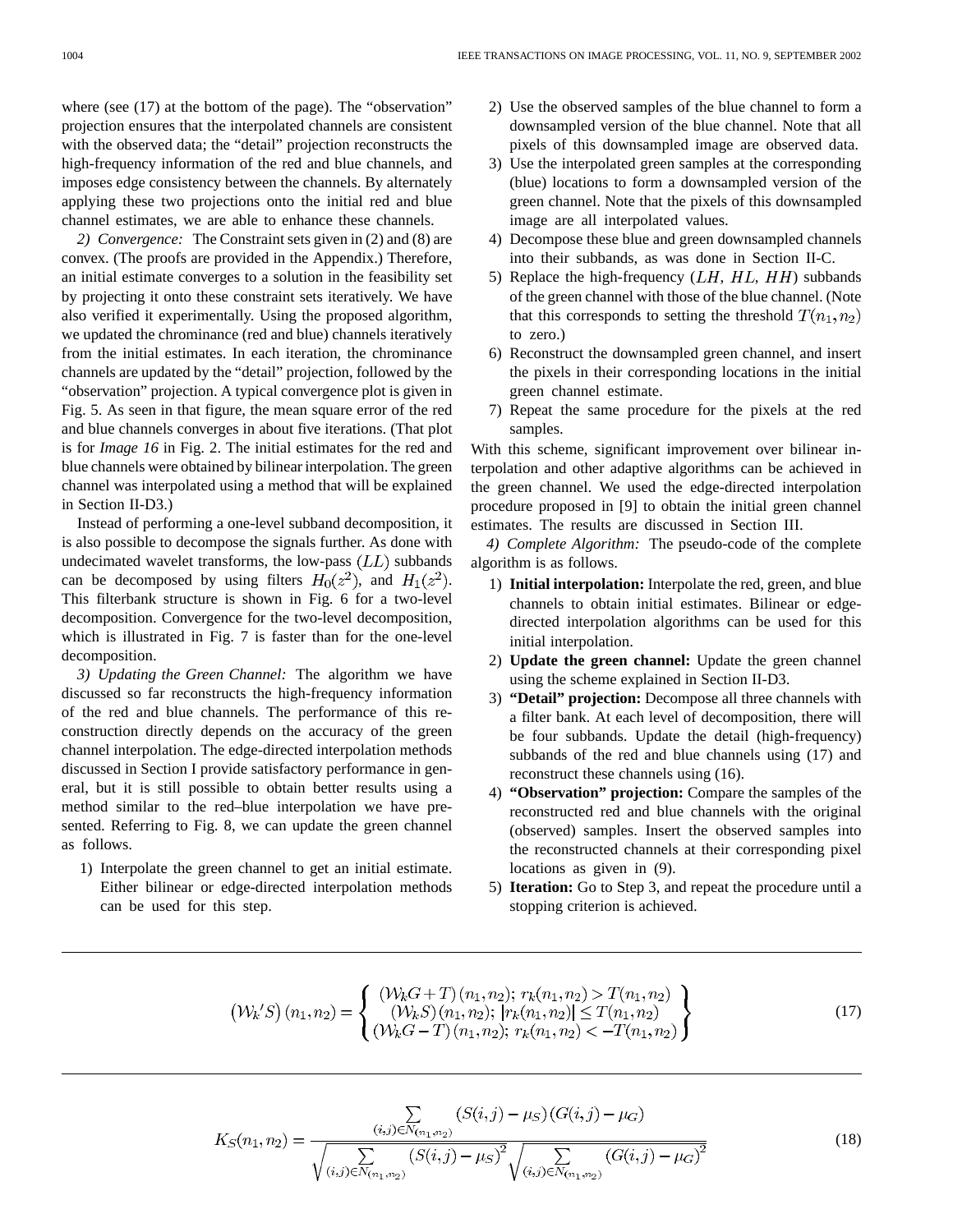where (see (17) at the bottom of the page). The "observation" projection ensures that the interpolated channels are consistent with the observed data; the "detail" projection reconstructs the high-frequency information of the red and blue channels, and imposes edge consistency between the channels. By alternately applying these two projections onto the initial red and blue channel estimates, we are able to enhance these channels.

*2) Convergence:* The Constraint sets given in (2) and (8) are convex. (The proofs are provided in the Appendix.) Therefore, an initial estimate converges to a solution in the feasibility set by projecting it onto these constraint sets iteratively. We have also verified it experimentally. Using the proposed algorithm, we updated the chrominance (red and blue) channels iteratively from the initial estimates. In each iteration, the chrominance channels are updated by the "detail" projection, followed by the "observation" projection. A typical convergence plot is given in Fig. 5. As seen in that figure, the mean square error of the red and blue channels converges in about five iterations. (That plot is for *Image 16* in Fig. 2. The initial estimates for the red and blue channels were obtained by bilinear interpolation. The green channel was interpolated using a method that will be explained in Section II-D3.)

Instead of performing a one-level subband decomposition, it is also possible to decompose the signals further. As done with undecimated wavelet transforms, the low-pass $(LL)$ subbands can be decomposed by using filters $H_0(z^2)$, and $H_1(z^2)$. This filterbank structure is shown in Fig. 6 for a two-level decomposition. Convergence for the two-level decomposition, which is illustrated in Fig. 7 is faster than for the one-level decomposition.

*3) Updating the Green Channel:* The algorithm we have discussed so far reconstructs the high-frequency information of the red and blue channels. The performance of this reconstruction directly depends on the accuracy of the green channel interpolation. The edge-directed interpolation methods discussed in Section I provide satisfactory performance in general, but it is still possible to obtain better results using a method similar to the red–blue interpolation we have presented. Referring to Fig. 8, we can update the green channel as follows.

1) Interpolate the green channel to get an initial estimate. Either bilinear or edge-directed interpolation methods can be used for this step.
2) Use the observed samples of the blue channel to form a downsampled version of the blue channel. Note that all pixels of this downsampled image are observed data.
3) Use the interpolated green samples at the corresponding (blue) locations to form a downsampled version of the green channel. Note that the pixels of this downsampled image are all interpolated values.
4) Decompose these blue and green downsampled channels into their subbands, as was done in Section II-C.
5) Replace the high-frequency $(LH, HL, HH)$ subbands of the green channel with those of the blue channel. (Note that this corresponds to setting the threshold $T(n_1, n_2)$ to zero.)
6) Reconstruct the downsampled green channel, and insert the pixels in their corresponding locations in the initial green channel estimate.
7) Repeat the same procedure for the pixels at the red samples.

With this scheme, significant improvement over bilinear interpolation and other adaptive algorithms can be achieved in the green channel. We used the edge-directed interpolation procedure proposed in [9] to obtain the initial green channel estimates. The results are discussed in Section III.

*4) Complete Algorithm:* The pseudo-code of the complete algorithm is as follows.

1) **Initial interpolation:** Interpolate the red, green, and blue channels to obtain initial estimates. Bilinear or edge-directed interpolation algorithms can be used for this initial interpolation.
2) **Update the green channel:** Update the green channel using the scheme explained in Section II-D3.
3) **"Detail" projection:** Decompose all three channels with a filter bank. At each level of decomposition, there will be four subbands. Update the detail (high-frequency) subbands of the red and blue channels using (17) and reconstruct these channels using (16).
4) **"Observation" projection:** Compare the samples of the reconstructed red and blue channels with the original (observed) samples. Insert the observed samples into the reconstructed channels at their corresponding pixel locations as given in (9).
5) **Iteration:** Go to Step 3, and repeat the procedure until a stopping criterion is achieved.

$$(\mathcal{W}_k{'}S)(n_1,n_2) = \left\{ \begin{array}{c} (\mathcal{W}_k G + T)(n_1,n_2);\ r_k(n_1,n_2) > T(n_1,n_2) \\ (\mathcal{W}_k S)(n_1,n_2);\ |r_k(n_1,n_2)| \leq T(n_1,n_2) \\ (\mathcal{W}_k G - T)(n_1,n_2);\ r_k(n_1,n_2) < -T(n_1,n_2) \end{array} \right\} \tag{17}$$

$$K_S(n_1,n_2) = \frac{\sum\limits_{(i,j)\in N_{(n_1,n_2)}} (S(i,j)-\mu_S)(G(i,j)-\mu_G)}{\sqrt{\sum\limits_{(i,j)\in N_{(n_1,n_2)}} (S(i,j)-\mu_S)^2}\sqrt{\sum\limits_{(i,j)\in N_{(n_1,n_2)}} (G(i,j)-\mu_G)^2}} \tag{18}$$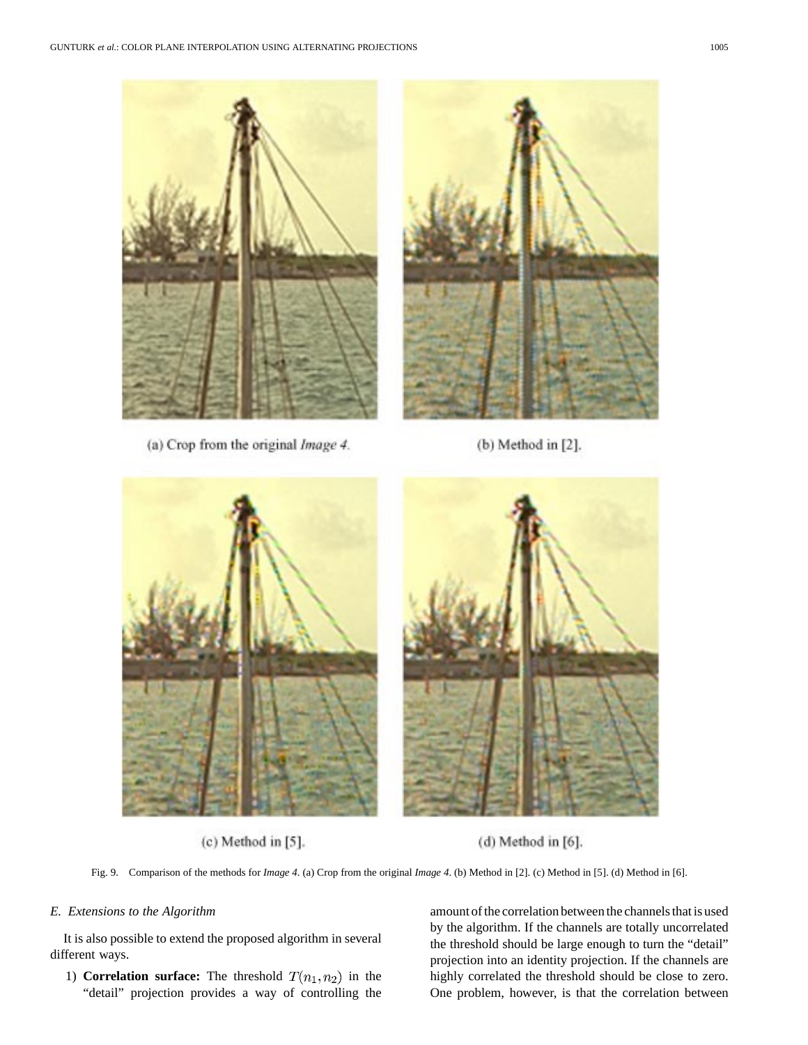(a) Crop from the original *Image 4*.

(b) Method in [2].

(c) Method in [5].

(d) Method in [6].

Fig. 9. Comparison of the methods for *Image 4*. (a) Crop from the original *Image 4*. (b) Method in [2]. (c) Method in [5]. (d) Method in [6].

### *E. Extensions to the Algorithm*

It is also possible to extend the proposed algorithm in several different ways.

1) **Correlation surface:** The threshold $T(n_1, n_2)$ in the "detail" projection provides a way of controlling the amount of the correlation between the channels that is used by the algorithm. If the channels are totally uncorrelated the threshold should be large enough to turn the "detail" projection into an identity projection. If the channels are highly correlated the threshold should be close to zero. One problem, however, is that the correlation between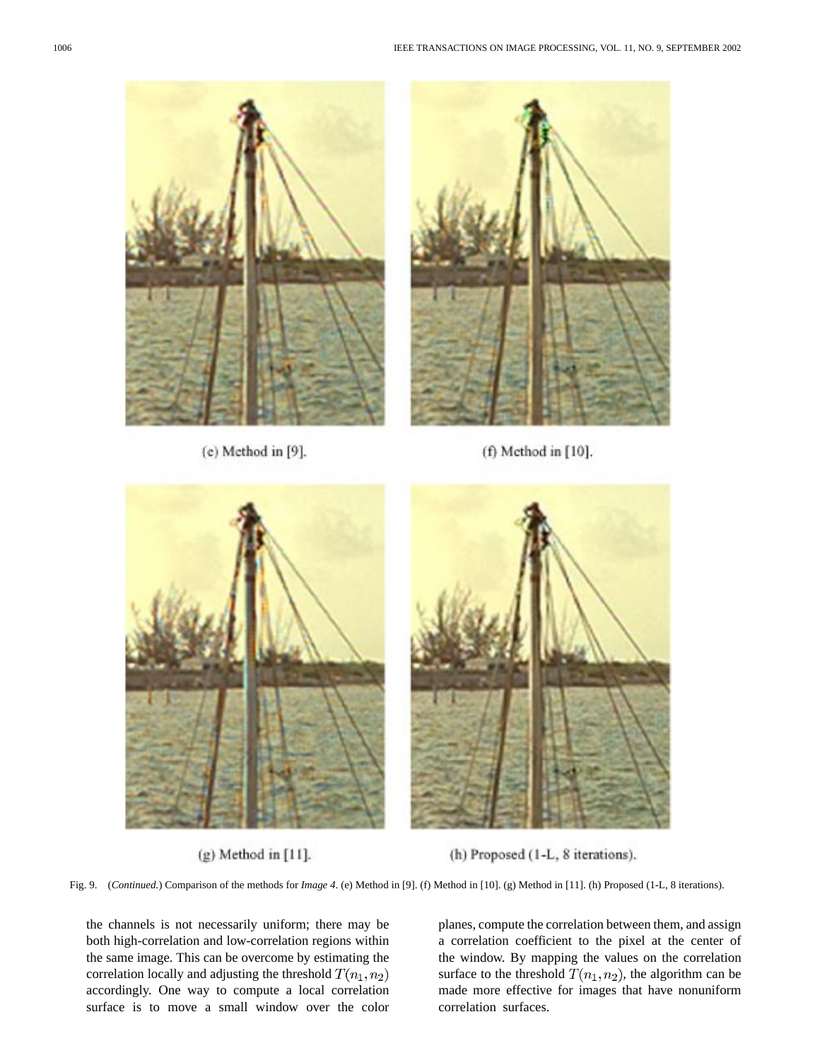(e) Method in [9].

(f) Method in [10].

(g) Method in [11].

(h) Proposed (1-L, 8 iterations).

Fig. 9. (*Continued.*) Comparison of the methods for *Image 4*. (e) Method in [9]. (f) Method in [10]. (g) Method in [11]. (h) Proposed (1-L, 8 iterations).

the channels is not necessarily uniform; there may be both high-correlation and low-correlation regions within the same image. This can be overcome by estimating the correlation locally and adjusting the threshold $T(n_1, n_2)$ accordingly. One way to compute a local correlation surface is to move a small window over the color planes, compute the correlation between them, and assign a correlation coefficient to the pixel at the center of the window. By mapping the values on the correlation surface to the threshold $T(n_1, n_2)$, the algorithm can be made more effective for images that have nonuniform correlation surfaces.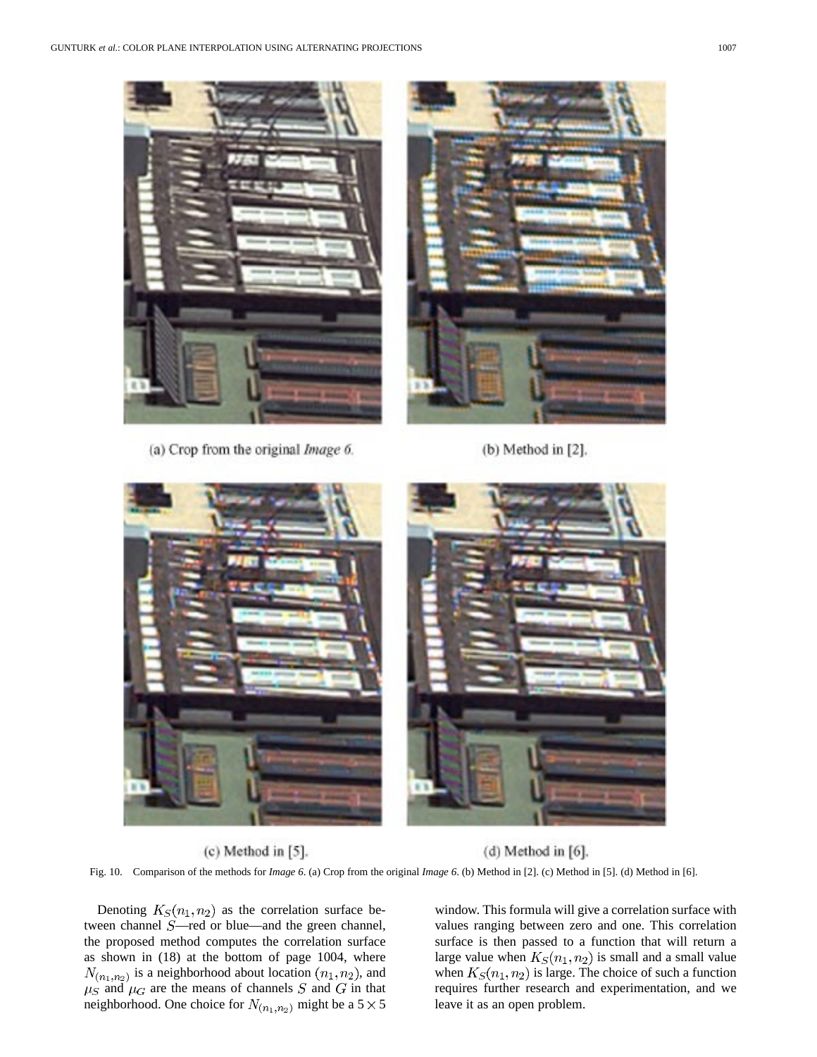(a) Crop from the original *Image 6*.

(b) Method in [2].

(c) Method in [5].

(d) Method in [6].

Fig. 10. Comparison of the methods for *Image 6*. (a) Crop from the original *Image 6*. (b) Method in [2]. (c) Method in [5]. (d) Method in [6].

Denoting $K_S(n_1, n_2)$ as the correlation surface between channel $S$—red or blue—and the green channel, the proposed method computes the correlation surface as shown in (18) at the bottom of page 1004, where $N_{(n_1,n_2)}$ is a neighborhood about location $(n_1, n_2)$, and $\mu_S$ and $\mu_G$ are the means of channels $S$ and $G$ in that neighborhood. One choice for $N_{(n_1,n_2)}$ might be a $5 \times 5$ window. This formula will give a correlation surface with values ranging between zero and one. This correlation surface is then passed to a function that will return a large value when $K_S(n_1, n_2)$ is small and a small value when $K_S(n_1, n_2)$ is large. The choice of such a function requires further research and experimentation, and we leave it as an open problem.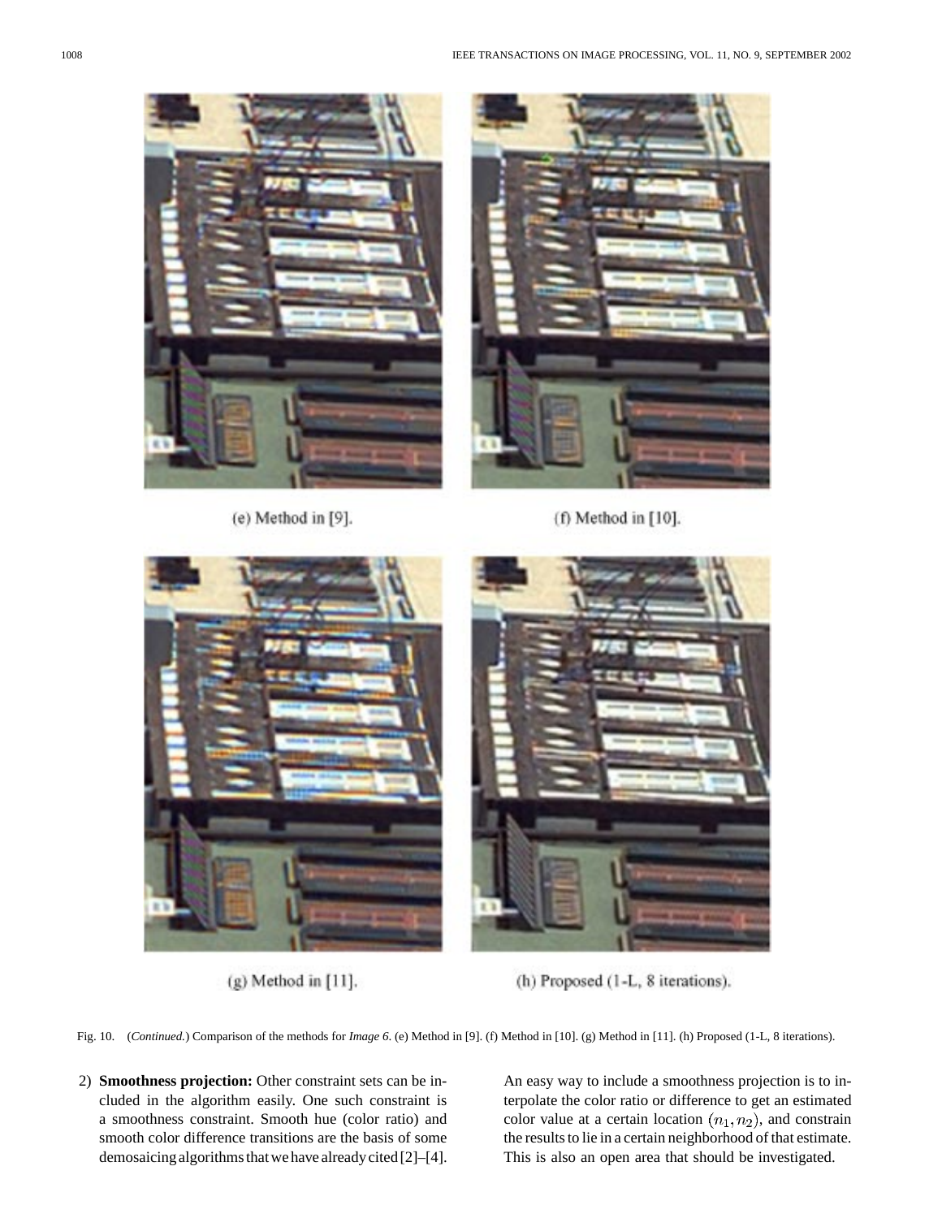(e) Method in [9].

(f) Method in [10].

(g) Method in [11].

(h) Proposed (1-L, 8 iterations).

Fig. 10. (*Continued.*) Comparison of the methods for *Image 6*. (e) Method in [9]. (f) Method in [10]. (g) Method in [11]. (h) Proposed (1-L, 8 iterations).

2) **Smoothness projection:** Other constraint sets can be included in the algorithm easily. One such constraint is a smoothness constraint. Smooth hue (color ratio) and smooth color difference transitions are the basis of some demosaicing algorithms that we have already cited [2]–[4]. An easy way to include a smoothness projection is to interpolate the color ratio or difference to get an estimated color value at a certain location $(n_1, n_2)$, and constrain the results to lie in a certain neighborhood of that estimate. This is also an open area that should be investigated.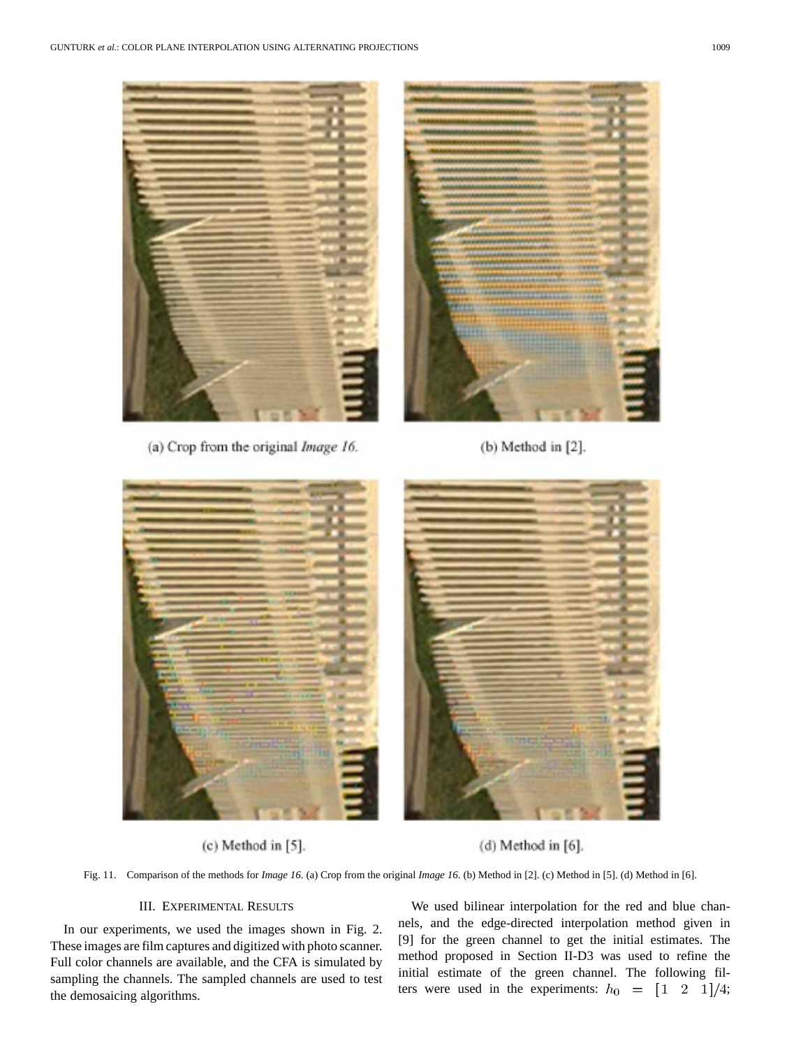(a) Crop from the original *Image 16*.

(b) Method in [2].

(c) Method in [5].

(d) Method in [6].

Fig. 11. Comparison of the methods for *Image 16*. (a) Crop from the original *Image 16*. (b) Method in [2]. (c) Method in [5]. (d) Method in [6].

## III. Experimental Results

In our experiments, we used the images shown in Fig. 2. These images are film captures and digitized with photo scanner. Full color channels are available, and the CFA is simulated by sampling the channels. The sampled channels are used to test the demosaicing algorithms.

We used bilinear interpolation for the red and blue channels, and the edge-directed interpolation method given in [9] for the green channel to get the initial estimates. The method proposed in Section II-D3 was used to refine the initial estimate of the green channel. The following filters were used in the experiments: $h_0 = [1 \ \ 2 \ \ 1]/4$;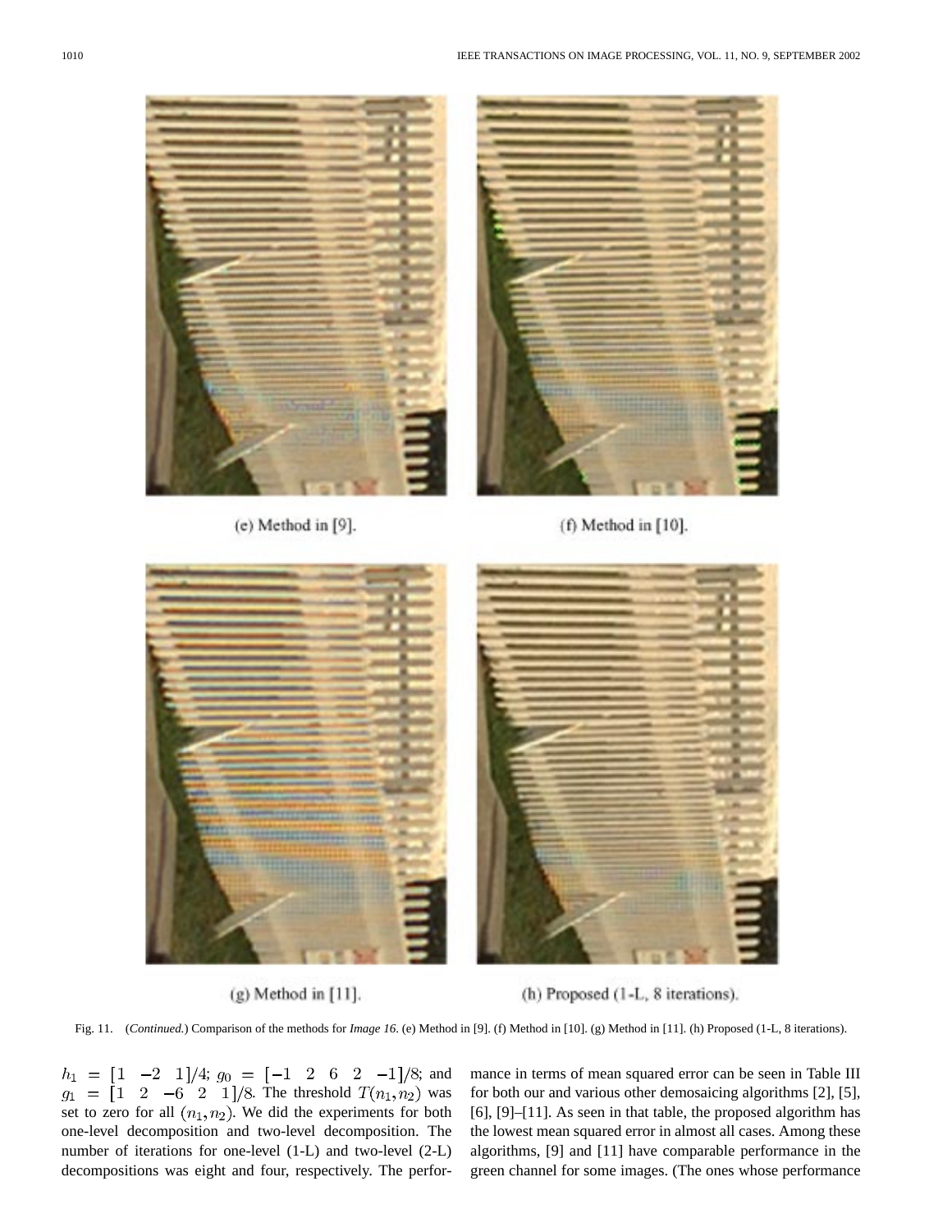(e) Method in [9].

(f) Method in [10].

(g) Method in [11].

(h) Proposed (1-L, 8 iterations).

Fig. 11. (*Continued.*) Comparison of the methods for *Image 16*. (e) Method in [9]. (f) Method in [10]. (g) Method in [11]. (h) Proposed (1-L, 8 iterations).

$h_1 = [1 \ \ -2 \ \ 1]/4$; $g_0 = [-1 \ \ 2 \ \ 6 \ \ 2 \ \ -1]/8$; and $g_1 = [1 \ \ 2 \ \ -6 \ \ 2 \ \ 1]/8$. The threshold $T(n_1, n_2)$ was set to zero for all $(n_1, n_2)$. We did the experiments for both one-level decomposition and two-level decomposition. The number of iterations for one-level (1-L) and two-level (2-L) decompositions was eight and four, respectively. The performance in terms of mean squared error can be seen in Table III for both our and various other demosaicing algorithms [2], [5], [6], [9]–[11]. As seen in that table, the proposed algorithm has the lowest mean squared error in almost all cases. Among these algorithms, [9] and [11] have comparable performance in the green channel for some images. (The ones whose performance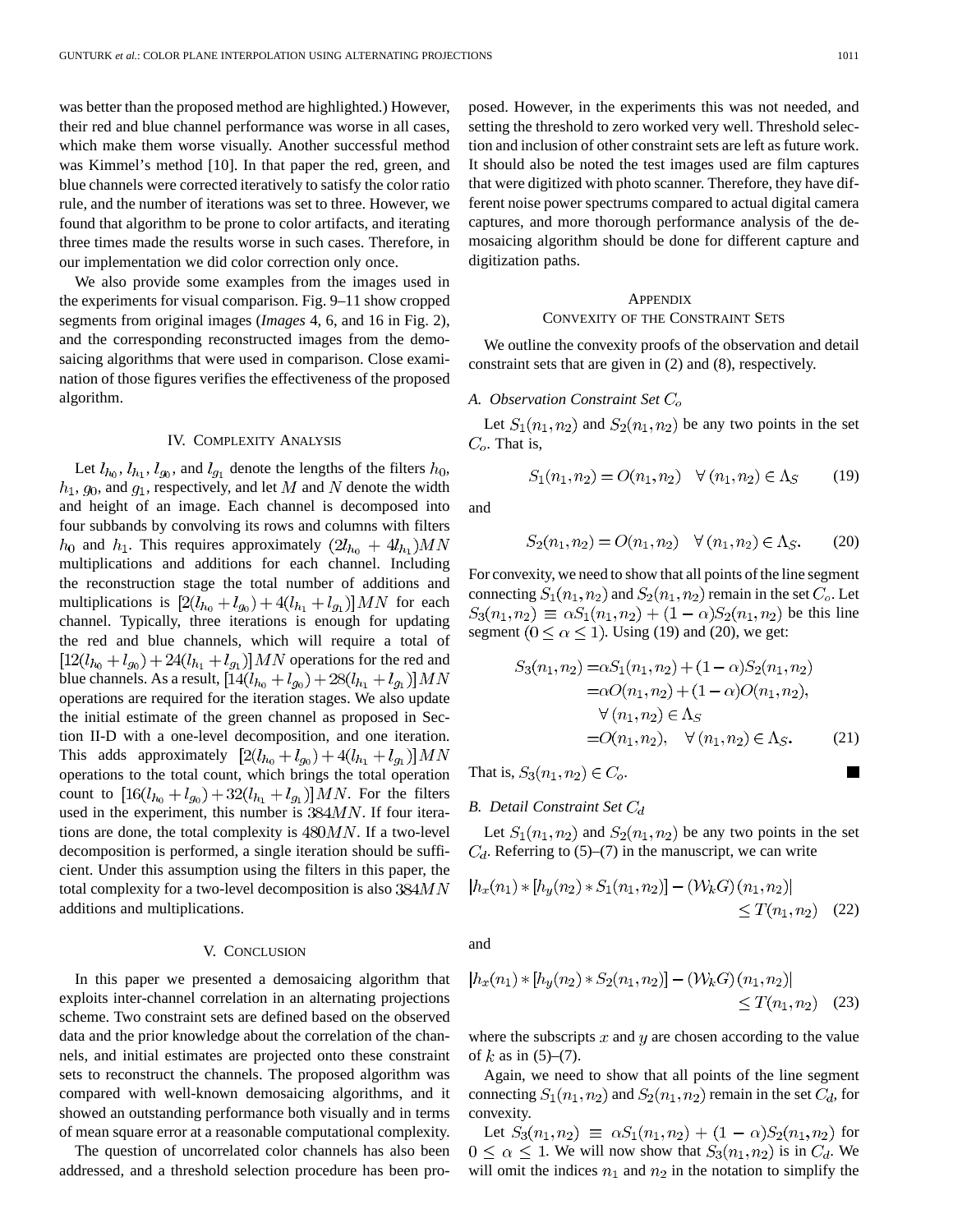was better than the proposed method are highlighted.) However, their red and blue channel performance was worse in all cases, which make them worse visually. Another successful method was Kimmel's method [10]. In that paper the red, green, and blue channels were corrected iteratively to satisfy the color ratio rule, and the number of iterations was set to three. However, we found that algorithm to be prone to color artifacts, and iterating three times made the results worse in such cases. Therefore, in our implementation we did color correction only once.

We also provide some examples from the images used in the experiments for visual comparison. Fig. 9–11 show cropped segments from original images (*Images* 4, 6, and 16 in Fig. 2), and the corresponding reconstructed images from the demosaicing algorithms that were used in comparison. Close examination of those figures verifies the effectiveness of the proposed algorithm.

## IV. Complexity Analysis

Let $l_{h_0}$, $l_{h_1}$, $l_{g_0}$, and $l_{g_1}$ denote the lengths of the filters $h_0$, $h_1$, $g_0$, and $g_1$, respectively, and let $M$ and $N$ denote the width and height of an image. Each channel is decomposed into four subbands by convolving its rows and columns with filters $h_0$ and $h_1$. This requires approximately $(2l_{h_0} + 4l_{h_1})MN$ multiplications and additions for each channel. Including the reconstruction stage the total number of additions and multiplications is $[2(l_{h_0} + l_{g_0}) + 4(l_{h_1} + l_{g_1})]MN$ for each channel. Typically, three iterations is enough for updating the red and blue channels, which will require a total of $[12(l_{h_0} + l_{g_0}) + 24(l_{h_1} + l_{g_1})]MN$ operations for the red and blue channels. As a result, $[14(l_{h_0} + l_{g_0}) + 28(l_{h_1} + l_{g_1})]MN$ operations are required for the iteration stages. We also update the initial estimate of the green channel as proposed in Section II-D with a one-level decomposition, and one iteration. This adds approximately $[2(l_{h_0} + l_{g_0}) + 4(l_{h_1} + l_{g_1})]MN$ operations to the total count, which brings the total operation count to $[16(l_{h_0} + l_{g_0}) + 32(l_{h_1} + l_{g_1})]MN$. For the filters used in the experiment, this number is $384MN$. If four iterations are done, the total complexity is $480MN$. If a two-level decomposition is performed, a single iteration should be sufficient. Under this assumption using the filters in this paper, the total complexity for a two-level decomposition is also $384MN$ additions and multiplications.

## V. Conclusion

In this paper we presented a demosaicing algorithm that exploits inter-channel correlation in an alternating projections scheme. Two constraint sets are defined based on the observed data and the prior knowledge about the correlation of the channels, and initial estimates are projected onto these constraint sets to reconstruct the channels. The proposed algorithm was compared with well-known demosaicing algorithms, and it showed an outstanding performance both visually and in terms of mean square error at a reasonable computational complexity.

The question of uncorrelated color channels has also been addressed, and a threshold selection procedure has been proposed. However, in the experiments this was not needed, and setting the threshold to zero worked very well. Threshold selection and inclusion of other constraint sets are left as future work. It should also be noted the test images used are film captures that were digitized with photo scanner. Therefore, they have different noise power spectrums compared to actual digital camera captures, and more thorough performance analysis of the demosaicing algorithm should be done for different capture and digitization paths.

## Appendix
## Convexity of the Constraint Sets

We outline the convexity proofs of the observation and detail constraint sets that are given in (2) and (8), respectively.

### A. Observation Constraint Set $C_o$

Let $S_1(n_1, n_2)$ and $S_2(n_1, n_2)$ be any two points in the set $C_o$. That is,

$$S_1(n_1, n_2) = O(n_1, n_2) \quad \forall\, (n_1, n_2) \in \Lambda_S \tag{19}$$

and

$$S_2(n_1, n_2) = O(n_1, n_2) \quad \forall\, (n_1, n_2) \in \Lambda_S. \tag{20}$$

For convexity, we need to show that all points of the line segment connecting $S_1(n_1, n_2)$ and $S_2(n_1, n_2)$ remain in the set $C_o$. Let $S_3(n_1, n_2) \equiv \alpha S_1(n_1, n_2) + (1 - \alpha) S_2(n_1, n_2)$ be this line segment ($0 \leq \alpha \leq 1$). Using (19) and (20), we get:

$$\begin{aligned} S_3(n_1, n_2) =& \alpha S_1(n_1, n_2) + (1 - \alpha) S_2(n_1, n_2) \\ =& \alpha O(n_1, n_2) + (1 - \alpha) O(n_1, n_2), \\ & \forall\, (n_1, n_2) \in \Lambda_S \\ =& O(n_1, n_2), \quad \forall\, (n_1, n_2) \in \Lambda_S. \end{aligned} \tag{21}$$

That is, $S_3(n_1, n_2) \in C_o$. ■

### B. Detail Constraint Set $C_d$

Let $S_1(n_1, n_2)$ and $S_2(n_1, n_2)$ be any two points in the set $C_d$. Referring to (5)–(7) in the manuscript, we can write

$$|h_x(n_1) * [h_y(n_2) * S_1(n_1, n_2)] - (\mathcal{W}_k G)(n_1, n_2)| \leq T(n_1, n_2) \tag{22}$$

and

$$|h_x(n_1) * [h_y(n_2) * S_2(n_1, n_2)] - (\mathcal{W}_k G)(n_1, n_2)| \leq T(n_1, n_2) \tag{23}$$

where the subscripts $x$ and $y$ are chosen according to the value of $k$ as in (5)–(7).

Again, we need to show that all points of the line segment connecting $S_1(n_1, n_2)$ and $S_2(n_1, n_2)$ remain in the set $C_d$, for convexity.

Let $S_3(n_1, n_2) \equiv \alpha S_1(n_1, n_2) + (1 - \alpha) S_2(n_1, n_2)$ for $0 \leq \alpha \leq 1$. We will now show that $S_3(n_1, n_2)$ is in $C_d$. We will omit the indices $n_1$ and $n_2$ in the notation to simplify the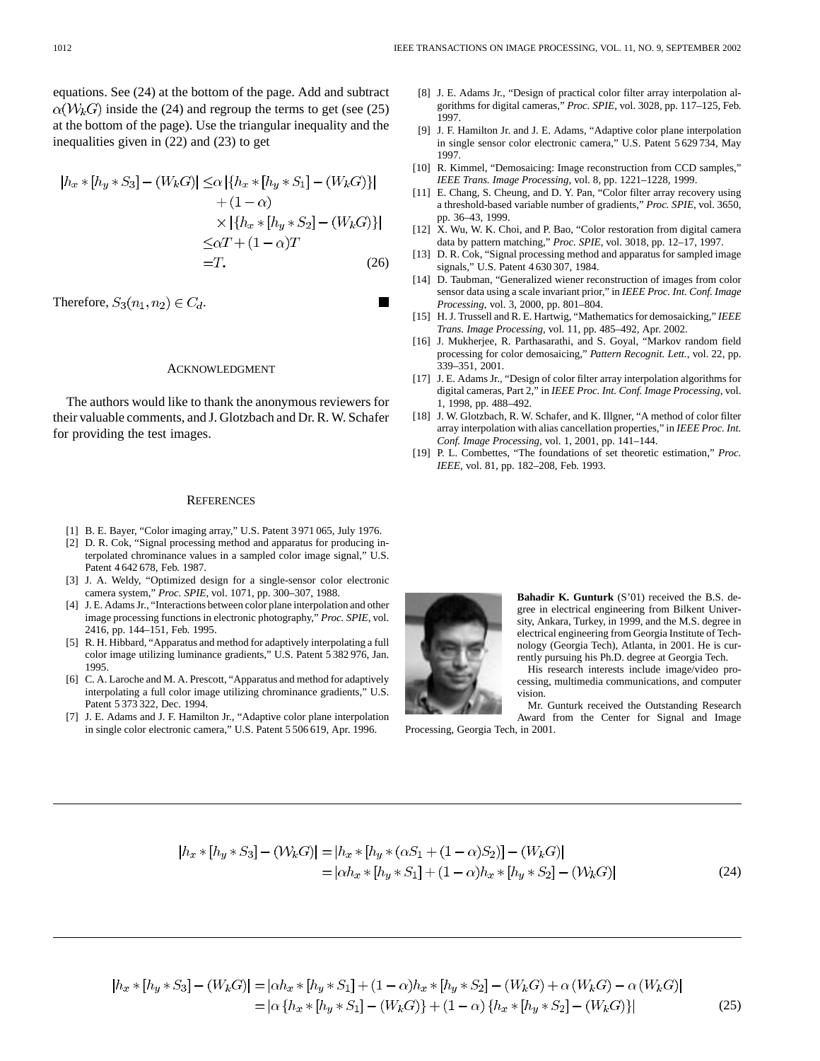equations. See (24) at the bottom of the page. Add and subtract $\alpha(W_k G)$ inside the (24) and regroup the terms to get (see (25) at the bottom of the page). Use the triangular inequality and the inequalities given in (22) and (23) to get

$$
\begin{aligned}
|h_x * [h_y * S_3] - (W_k G)| \leq & \alpha \left| \{h_x * [h_y * S_1] - (W_k G)\} \right| \\
& + (1 - \alpha) \\
& \times \left| \{h_x * [h_y * S_2] - (W_k G)\} \right| \\
\leq & \alpha T + (1 - \alpha) T \\
= & T. \qquad (26)
\end{aligned}
$$

Therefore, $S_3(n_1, n_2) \in C_d$. ■

## ACKNOWLEDGMENT

The authors would like to thank the anonymous reviewers for their valuable comments, and J. Glotzbach and Dr. R. W. Schafer for providing the test images.

## REFERENCES

[1] B. E. Bayer, "Color imaging array," U.S. Patent 3 971 065, July 1976.

[2] D. R. Cok, "Signal processing method and apparatus for producing interpolated chrominance values in a sampled color image signal," U.S. Patent 4 642 678, Feb. 1987.

[3] J. A. Weldy, "Optimized design for a single-sensor color electronic camera system," *Proc. SPIE*, vol. 1071, pp. 300–307, 1988.

[4] J. E. Adams Jr., "Interactions between color plane interpolation and other image processing functions in electronic photography," *Proc. SPIE*, vol. 2416, pp. 144–151, Feb. 1995.

[5] R. H. Hibbard, "Apparatus and method for adaptively interpolating a full color image utilizing luminance gradients," U.S. Patent 5 382 976, Jan. 1995.

[6] C. A. Laroche and M. A. Prescott, "Apparatus and method for adaptively interpolating a full color image utilizing chrominance gradients," U.S. Patent 5 373 322, Dec. 1994.

[7] J. E. Adams and J. F. Hamilton Jr., "Adaptive color plane interpolation in single color electronic camera," U.S. Patent 5 506 619, Apr. 1996.

[8] J. E. Adams Jr., "Design of practical color filter array interpolation algorithms for digital cameras," *Proc. SPIE*, vol. 3028, pp. 117–125, Feb. 1997.

[9] J. F. Hamilton Jr. and J. E. Adams, "Adaptive color plane interpolation in single sensor color electronic camera," U.S. Patent 5 629 734, May 1997.

[10] R. Kimmel, "Demosaicing: Image reconstruction from CCD samples," *IEEE Trans. Image Processing*, vol. 8, pp. 1221–1228, 1999.

[11] E. Chang, S. Cheung, and D. Y. Pan, "Color filter array recovery using a threshold-based variable number of gradients," *Proc. SPIE*, vol. 3650, pp. 36–43, 1999.

[12] X. Wu, W. K. Choi, and P. Bao, "Color restoration from digital camera data by pattern matching," *Proc. SPIE*, vol. 3018, pp. 12–17, 1997.

[13] D. R. Cok, "Signal processing method and apparatus for sampled image signals," U.S. Patent 4 630 307, 1984.

[14] D. Taubman, "Generalized wiener reconstruction of images from color sensor data using a scale invariant prior," in *IEEE Proc. Int. Conf. Image Processing*, vol. 3, 2000, pp. 801–804.

[15] H. J. Trussell and R. E. Hartwig, "Mathematics for demosaicking," *IEEE Trans. Image Processing*, vol. 11, pp. 485–492, Apr. 2002.

[16] J. Mukherjee, R. Parthasarathi, and S. Goyal, "Markov random field processing for color demosaicing," *Pattern Recognit. Lett.*, vol. 22, pp. 339–351, 2001.

[17] J. E. Adams Jr., "Design of color filter array interpolation algorithms for digital cameras, Part 2," in *IEEE Proc. Int. Conf. Image Processing*, vol. 1, 1998, pp. 488–492.

[18] J. W. Glotzbach, R. W. Schafer, and K. Illgner, "A method of color filter array interpolation with alias cancellation properties," in *IEEE Proc. Int. Conf. Image Processing*, vol. 1, 2001, pp. 141–144.

[19] P. L. Combettes, "The foundations of set theoretic estimation," *Proc. IEEE*, vol. 81, pp. 182–208, Feb. 1993.

**Bahadir K. Gunturk** (S'01) received the B.S. degree in electrical engineering from Bilkent University, Ankara, Turkey, in 1999, and the M.S. degree in electrical engineering from Georgia Institute of Technology (Georgia Tech), Atlanta, in 2001. He is currently pursuing his Ph.D. degree at Georgia Tech.

His research interests include image/video processing, multimedia communications, and computer vision.

Mr. Gunturk received the Outstanding Research Award from the Center for Signal and Image Processing, Georgia Tech, in 2001.

$$
\begin{aligned}
|h_x * [h_y * S_3] - (W_k G)| &= |h_x * [h_y * (\alpha S_1 + (1 - \alpha) S_2)] - (W_k G)| \\
&= |\alpha h_x * [h_y * S_1] + (1 - \alpha) h_x * [h_y * S_2] - (W_k G)| \qquad (24)
\end{aligned}
$$

$$
\begin{aligned}
|h_x * [h_y * S_3] - (W_k G)| &= |\alpha h_x * [h_y * S_1] + (1 - \alpha) h_x * [h_y * S_2] - (W_k G) + \alpha (W_k G) - \alpha (W_k G)| \\
&= |\alpha \{h_x * [h_y * S_1] - (W_k G)\} + (1 - \alpha) \{h_x * [h_y * S_2] - (W_k G)\}| \qquad (25)
\end{aligned}
$$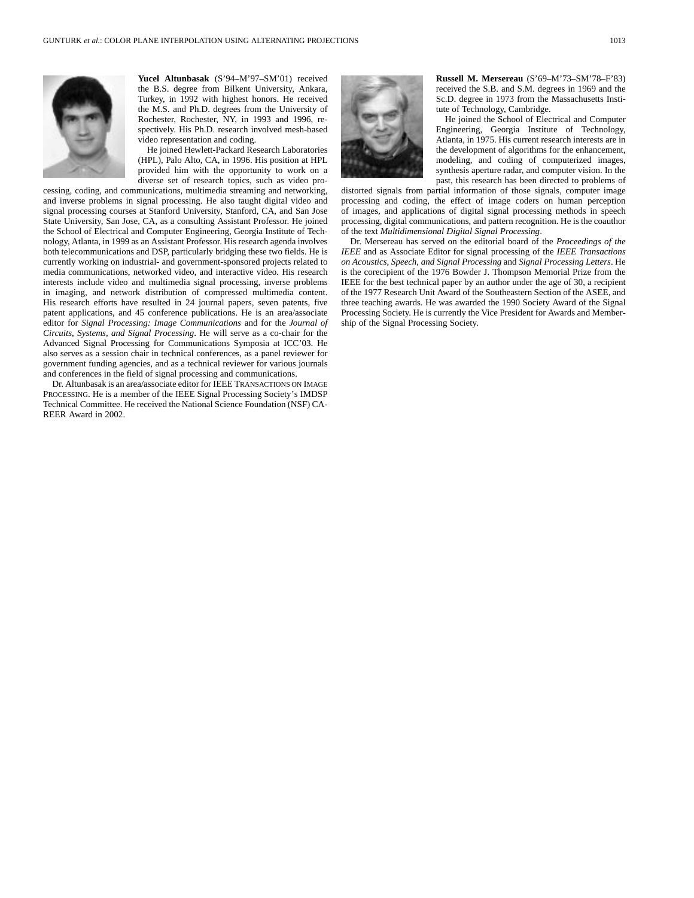**Yucel Altunbasak** (S'94–M'97–SM'01) received the B.S. degree from Bilkent University, Ankara, Turkey, in 1992 with highest honors. He received the M.S. and Ph.D. degrees from the University of Rochester, Rochester, NY, in 1993 and 1996, respectively. His Ph.D. research involved mesh-based video representation and coding.

He joined Hewlett-Packard Research Laboratories (HPL), Palo Alto, CA, in 1996. His position at HPL provided him with the opportunity to work on a diverse set of research topics, such as video processing, coding, and communications, multimedia streaming and networking, and inverse problems in signal processing. He also taught digital video and signal processing courses at Stanford University, Stanford, CA, and San Jose State University, San Jose, CA, as a consulting Assistant Professor. He joined the School of Electrical and Computer Engineering, Georgia Institute of Technology, Atlanta, in 1999 as an Assistant Professor. His research agenda involves both telecommunications and DSP, particularly bridging these two fields. He is currently working on industrial- and government-sponsored projects related to media communications, networked video, and interactive video. His research interests include video and multimedia signal processing, inverse problems in imaging, and network distribution of compressed multimedia content. His research efforts have resulted in 24 journal papers, seven patents, five patent applications, and 45 conference publications. He is an area/associate editor for *Signal Processing: Image Communications* and for the *Journal of Circuits, Systems, and Signal Processing*. He will serve as a co-chair for the Advanced Signal Processing for Communications Symposia at ICC'03. He also serves as a session chair in technical conferences, as a panel reviewer for government funding agencies, and as a technical reviewer for various journals and conferences in the field of signal processing and communications.

Dr. Altunbasak is an area/associate editor for IEEE TRANSACTIONS ON IMAGE PROCESSING. He is a member of the IEEE Signal Processing Society's IMDSP Technical Committee. He received the National Science Foundation (NSF) CAREER Award in 2002.

**Russell M. Mersereau** (S'69–M'73–SM'78–F'83) received the S.B. and S.M. degrees in 1969 and the Sc.D. degree in 1973 from the Massachusetts Institute of Technology, Cambridge.

He joined the School of Electrical and Computer Engineering, Georgia Institute of Technology, Atlanta, in 1975. His current research interests are in the development of algorithms for the enhancement, modeling, and coding of computerized images, synthesis aperture radar, and computer vision. In the past, this research has been directed to problems of distorted signals from partial information of those signals, computer image processing and coding, the effect of image coders on human perception of images, and applications of digital signal processing methods in speech processing, digital communications, and pattern recognition. He is the coauthor of the text *Multidimensional Digital Signal Processing*.

Dr. Mersereau has served on the editorial board of the *Proceedings of the IEEE* and as Associate Editor for signal processing of the *IEEE Transactions on Acoustics, Speech, and Signal Processing* and *Signal Processing Letters*. He is the corecipient of the 1976 Bowder J. Thompson Memorial Prize from the IEEE for the best technical paper by an author under the age of 30, a recipient of the 1977 Research Unit Award of the Southeastern Section of the ASEE, and three teaching awards. He was awarded the 1990 Society Award of the Signal Processing Society. He is currently the Vice President for Awards and Membership of the Signal Processing Society.